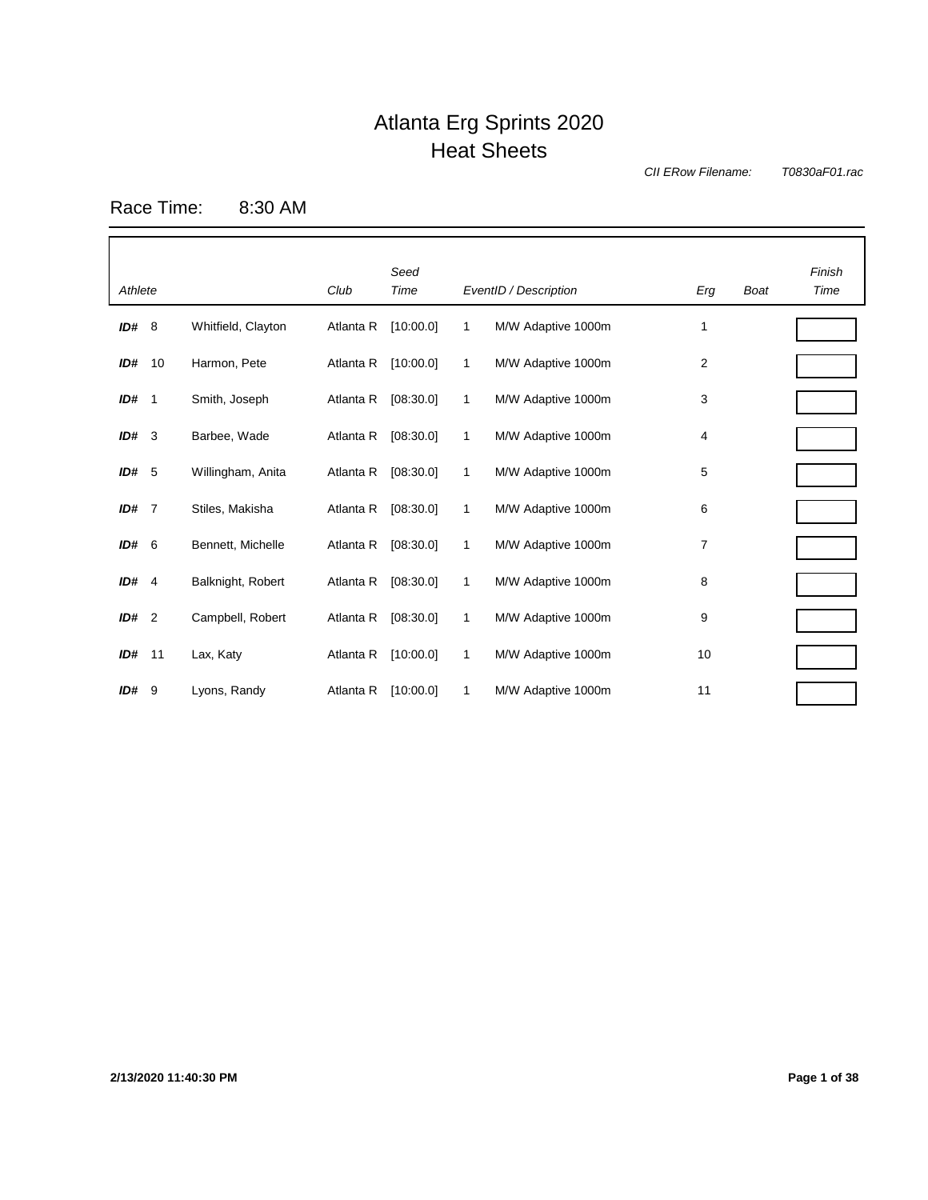# Atlanta Erg Sprints 2020
## Heat Sheets

*CII ERow Filename:* *T0830aF01.rac*

Race Time: 8:30 AM

| *Athlete* | | | *Club* | *Seed Time* | *EventID / Description* | | *Erg* | *Boat* | *Finish Time* |
|---|---|---|---|---|---|---|---|---|---|
| **ID#** | 8 | Whitfield, Clayton | Atlanta R | [10:00.0] | 1 | M/W Adaptive 1000m | 1 | | |
| **ID#** | 10 | Harmon, Pete | Atlanta R | [10:00.0] | 1 | M/W Adaptive 1000m | 2 | | |
| **ID#** | 1 | Smith, Joseph | Atlanta R | [08:30.0] | 1 | M/W Adaptive 1000m | 3 | | |
| **ID#** | 3 | Barbee, Wade | Atlanta R | [08:30.0] | 1 | M/W Adaptive 1000m | 4 | | |
| **ID#** | 5 | Willingham, Anita | Atlanta R | [08:30.0] | 1 | M/W Adaptive 1000m | 5 | | |
| **ID#** | 7 | Stiles, Makisha | Atlanta R | [08:30.0] | 1 | M/W Adaptive 1000m | 6 | | |
| **ID#** | 6 | Bennett, Michelle | Atlanta R | [08:30.0] | 1 | M/W Adaptive 1000m | 7 | | |
| **ID#** | 4 | Balknight, Robert | Atlanta R | [08:30.0] | 1 | M/W Adaptive 1000m | 8 | | |
| **ID#** | 2 | Campbell, Robert | Atlanta R | [08:30.0] | 1 | M/W Adaptive 1000m | 9 | | |
| **ID#** | 11 | Lax, Katy | Atlanta R | [10:00.0] | 1 | M/W Adaptive 1000m | 10 | | |
| **ID#** | 9 | Lyons, Randy | Atlanta R | [10:00.0] | 1 | M/W Adaptive 1000m | 11 | | |

**2/13/2020 11:40:30 PM**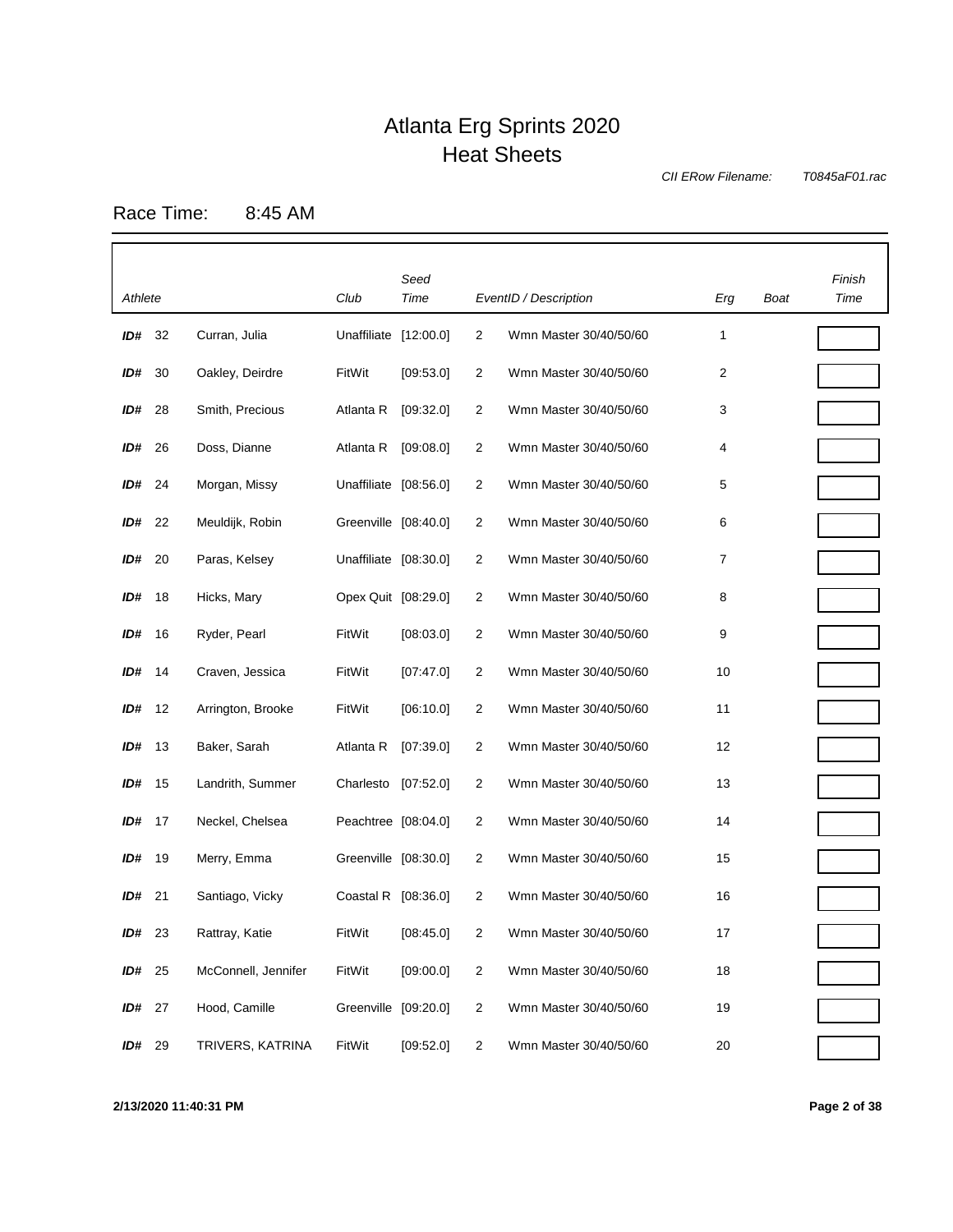# Atlanta Erg Sprints 2020
## Heat Sheets

*CII ERow Filename:* *T0845aF01.rac*

Race Time: 8:45 AM

| *Athlete* | | | *Club* | *Seed Time* | *EventID / Description* | | *Erg* | *Boat* | *Finish Time* |
|---|---|---|---|---|---|---|---|---|---|
| **ID#** | 32 | Curran, Julia | Unaffiliate | [12:00.0] | 2 | Wmn Master 30/40/50/60 | 1 | | |
| **ID#** | 30 | Oakley, Deirdre | FitWit | [09:53.0] | 2 | Wmn Master 30/40/50/60 | 2 | | |
| **ID#** | 28 | Smith, Precious | Atlanta R | [09:32.0] | 2 | Wmn Master 30/40/50/60 | 3 | | |
| **ID#** | 26 | Doss, Dianne | Atlanta R | [09:08.0] | 2 | Wmn Master 30/40/50/60 | 4 | | |
| **ID#** | 24 | Morgan, Missy | Unaffiliate | [08:56.0] | 2 | Wmn Master 30/40/50/60 | 5 | | |
| **ID#** | 22 | Meuldijk, Robin | Greenville | [08:40.0] | 2 | Wmn Master 30/40/50/60 | 6 | | |
| **ID#** | 20 | Paras, Kelsey | Unaffiliate | [08:30.0] | 2 | Wmn Master 30/40/50/60 | 7 | | |
| **ID#** | 18 | Hicks, Mary | Opex Quit | [08:29.0] | 2 | Wmn Master 30/40/50/60 | 8 | | |
| **ID#** | 16 | Ryder, Pearl | FitWit | [08:03.0] | 2 | Wmn Master 30/40/50/60 | 9 | | |
| **ID#** | 14 | Craven, Jessica | FitWit | [07:47.0] | 2 | Wmn Master 30/40/50/60 | 10 | | |
| **ID#** | 12 | Arrington, Brooke | FitWit | [06:10.0] | 2 | Wmn Master 30/40/50/60 | 11 | | |
| **ID#** | 13 | Baker, Sarah | Atlanta R | [07:39.0] | 2 | Wmn Master 30/40/50/60 | 12 | | |
| **ID#** | 15 | Landrith, Summer | Charlesto | [07:52.0] | 2 | Wmn Master 30/40/50/60 | 13 | | |
| **ID#** | 17 | Neckel, Chelsea | Peachtree | [08:04.0] | 2 | Wmn Master 30/40/50/60 | 14 | | |
| **ID#** | 19 | Merry, Emma | Greenville | [08:30.0] | 2 | Wmn Master 30/40/50/60 | 15 | | |
| **ID#** | 21 | Santiago, Vicky | Coastal R | [08:36.0] | 2 | Wmn Master 30/40/50/60 | 16 | | |
| **ID#** | 23 | Rattray, Katie | FitWit | [08:45.0] | 2 | Wmn Master 30/40/50/60 | 17 | | |
| **ID#** | 25 | McConnell, Jennifer | FitWit | [09:00.0] | 2 | Wmn Master 30/40/50/60 | 18 | | |
| **ID#** | 27 | Hood, Camille | Greenville | [09:20.0] | 2 | Wmn Master 30/40/50/60 | 19 | | |
| **ID#** | 29 | TRIVERS, KATRINA | FitWit | [09:52.0] | 2 | Wmn Master 30/40/50/60 | 20 | | |

**2/13/2020 11:40:31 PM**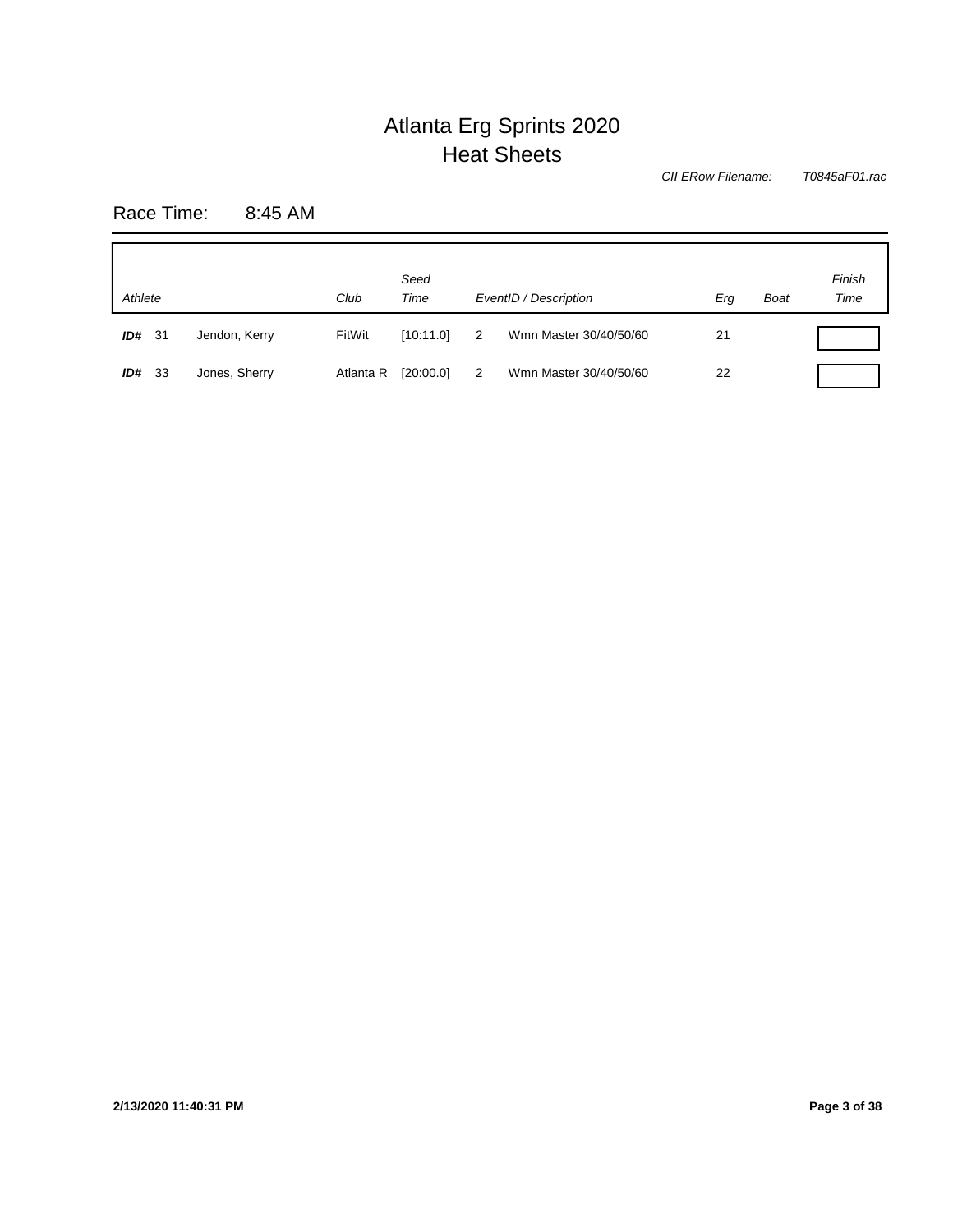# Atlanta Erg Sprints 2020
## Heat Sheets

*CII ERow Filename:* *T0845aF01.rac*

Race Time: 8:45 AM

| *Athlete* | | *Club* | *Seed Time* | *EventID / Description* | | *Erg* | *Boat* | *Finish Time* |
|---|---|---|---|---|---|---|---|---|
| ***ID#*** 31 | Jendon, Kerry | FitWit | [10:11.0] | 2 | Wmn Master 30/40/50/60 | 21 | | |
| ***ID#*** 33 | Jones, Sherry | Atlanta R | [20:00.0] | 2 | Wmn Master 30/40/50/60 | 22 | | |

**2/13/2020 11:40:31 PM**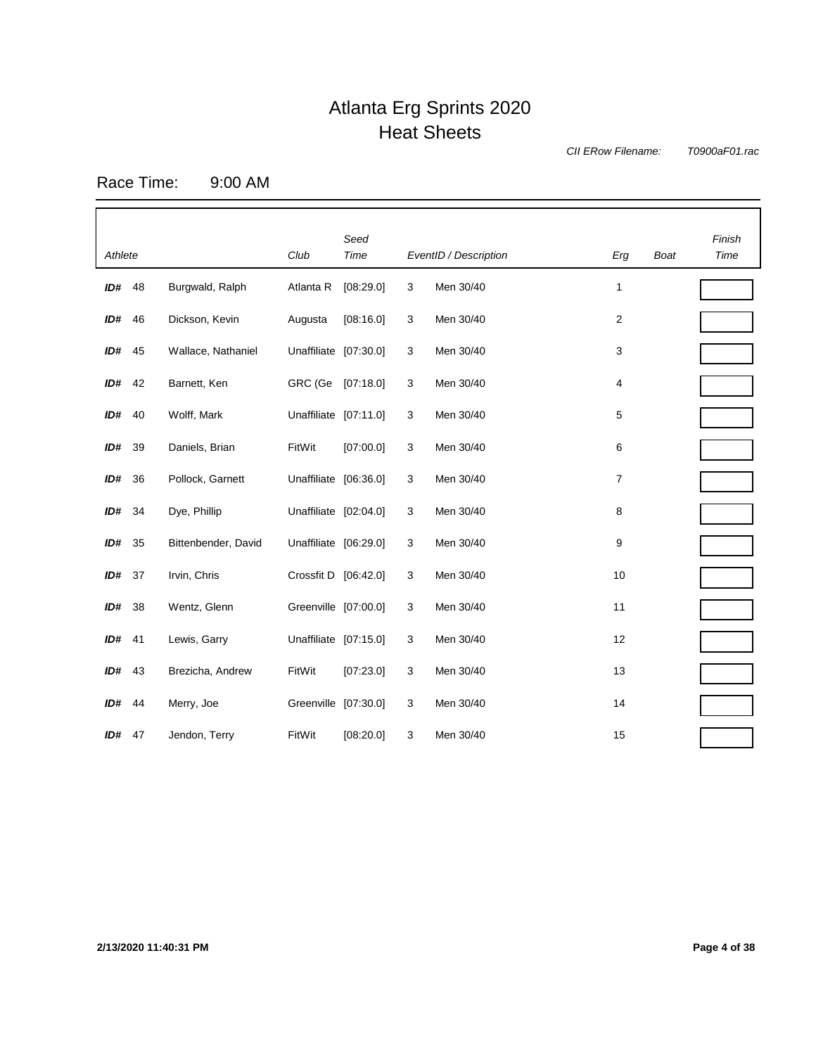# Atlanta Erg Sprints 2020
## Heat Sheets

*CII ERow Filename:* *T0900aF01.rac*

Race Time: 9:00 AM

| *Athlete* | | | *Club* | *Seed Time* | *EventID / Description* | | *Erg* | *Boat* | *Finish Time* |
|---|---|---|---|---|---|---|---|---|---|
| ***ID#*** | 48 | Burgwald, Ralph | Atlanta R | [08:29.0] | 3 | Men 30/40 | 1 | | |
| ***ID#*** | 46 | Dickson, Kevin | Augusta | [08:16.0] | 3 | Men 30/40 | 2 | | |
| ***ID#*** | 45 | Wallace, Nathaniel | Unaffiliate | [07:30.0] | 3 | Men 30/40 | 3 | | |
| ***ID#*** | 42 | Barnett, Ken | GRC (Ge | [07:18.0] | 3 | Men 30/40 | 4 | | |
| ***ID#*** | 40 | Wolff, Mark | Unaffiliate | [07:11.0] | 3 | Men 30/40 | 5 | | |
| ***ID#*** | 39 | Daniels, Brian | FitWit | [07:00.0] | 3 | Men 30/40 | 6 | | |
| ***ID#*** | 36 | Pollock, Garnett | Unaffiliate | [06:36.0] | 3 | Men 30/40 | 7 | | |
| ***ID#*** | 34 | Dye, Phillip | Unaffiliate | [02:04.0] | 3 | Men 30/40 | 8 | | |
| ***ID#*** | 35 | Bittenbender, David | Unaffiliate | [06:29.0] | 3 | Men 30/40 | 9 | | |
| ***ID#*** | 37 | Irvin, Chris | Crossfit D | [06:42.0] | 3 | Men 30/40 | 10 | | |
| ***ID#*** | 38 | Wentz, Glenn | Greenville | [07:00.0] | 3 | Men 30/40 | 11 | | |
| ***ID#*** | 41 | Lewis, Garry | Unaffiliate | [07:15.0] | 3 | Men 30/40 | 12 | | |
| ***ID#*** | 43 | Brezicha, Andrew | FitWit | [07:23.0] | 3 | Men 30/40 | 13 | | |
| ***ID#*** | 44 | Merry, Joe | Greenville | [07:30.0] | 3 | Men 30/40 | 14 | | |
| ***ID#*** | 47 | Jendon, Terry | FitWit | [08:20.0] | 3 | Men 30/40 | 15 | | |

**2/13/2020 11:40:31 PM**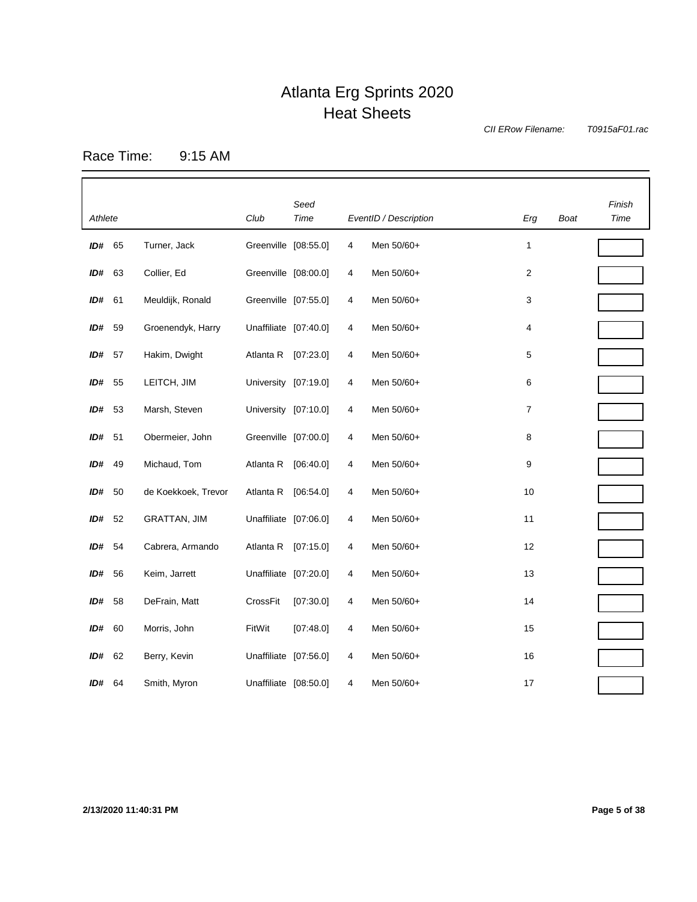# Atlanta Erg Sprints 2020
## Heat Sheets

*CII ERow Filename:* *T0915aF01.rac*

Race Time: 9:15 AM

| *Athlete* | | | *Club* | *Seed Time* | *EventID / Description* | | *Erg* | *Boat* | *Finish Time* |
|---|---|---|---|---|---|---|---|---|---|
| **ID#** | 65 | Turner, Jack | Greenville | [08:55.0] | 4 | Men 50/60+ | 1 | | |
| **ID#** | 63 | Collier, Ed | Greenville | [08:00.0] | 4 | Men 50/60+ | 2 | | |
| **ID#** | 61 | Meuldijk, Ronald | Greenville | [07:55.0] | 4 | Men 50/60+ | 3 | | |
| **ID#** | 59 | Groenendyk, Harry | Unaffiliate | [07:40.0] | 4 | Men 50/60+ | 4 | | |
| **ID#** | 57 | Hakim, Dwight | Atlanta R | [07:23.0] | 4 | Men 50/60+ | 5 | | |
| **ID#** | 55 | LEITCH, JIM | University | [07:19.0] | 4 | Men 50/60+ | 6 | | |
| **ID#** | 53 | Marsh, Steven | University | [07:10.0] | 4 | Men 50/60+ | 7 | | |
| **ID#** | 51 | Obermeier, John | Greenville | [07:00.0] | 4 | Men 50/60+ | 8 | | |
| **ID#** | 49 | Michaud, Tom | Atlanta R | [06:40.0] | 4 | Men 50/60+ | 9 | | |
| **ID#** | 50 | de Koekkoek, Trevor | Atlanta R | [06:54.0] | 4 | Men 50/60+ | 10 | | |
| **ID#** | 52 | GRATTAN, JIM | Unaffiliate | [07:06.0] | 4 | Men 50/60+ | 11 | | |
| **ID#** | 54 | Cabrera, Armando | Atlanta R | [07:15.0] | 4 | Men 50/60+ | 12 | | |
| **ID#** | 56 | Keim, Jarrett | Unaffiliate | [07:20.0] | 4 | Men 50/60+ | 13 | | |
| **ID#** | 58 | DeFrain, Matt | CrossFit | [07:30.0] | 4 | Men 50/60+ | 14 | | |
| **ID#** | 60 | Morris, John | FitWit | [07:48.0] | 4 | Men 50/60+ | 15 | | |
| **ID#** | 62 | Berry, Kevin | Unaffiliate | [07:56.0] | 4 | Men 50/60+ | 16 | | |
| **ID#** | 64 | Smith, Myron | Unaffiliate | [08:50.0] | 4 | Men 50/60+ | 17 | | |

**2/13/2020 11:40:31 PM**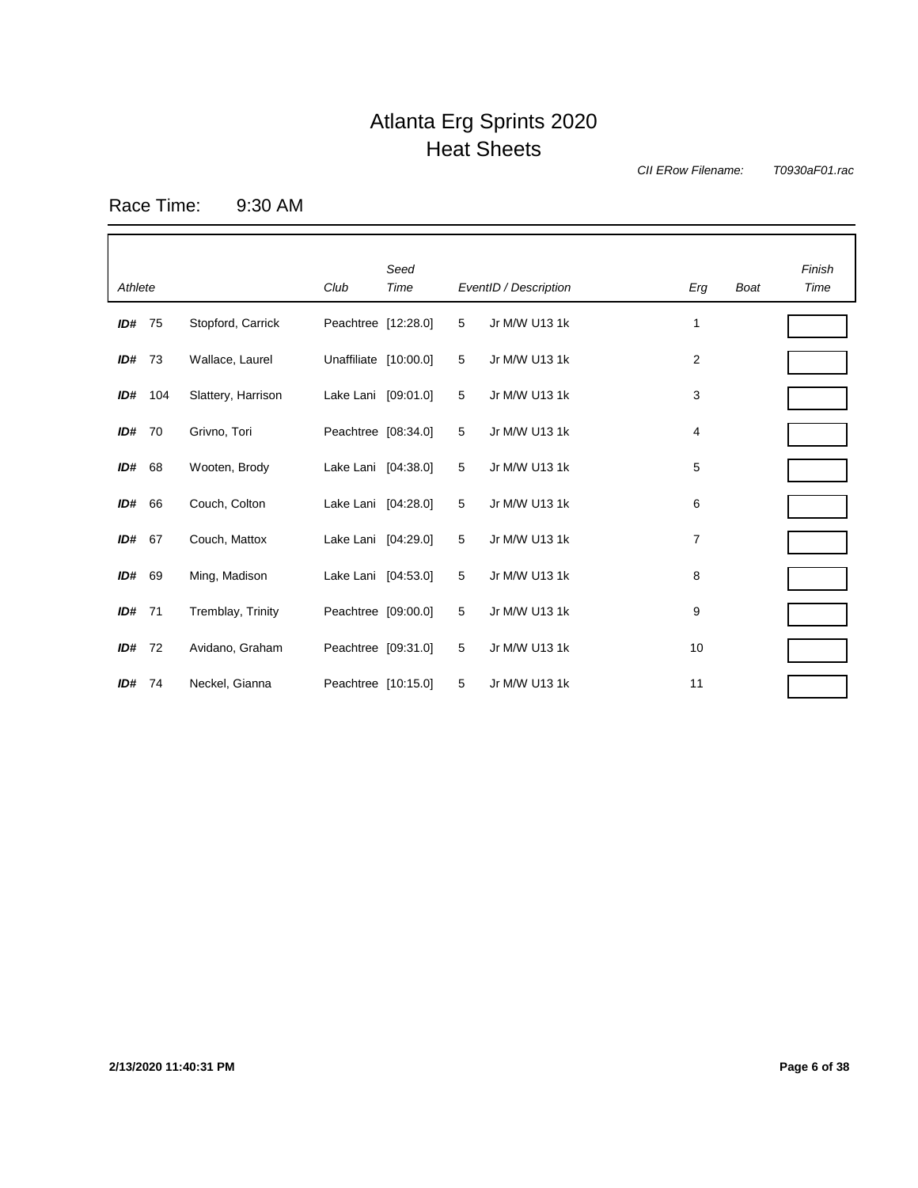# Atlanta Erg Sprints 2020

## Heat Sheets

*CII ERow Filename:* *T0930aF01.rac*

Race Time: 9:30 AM

| *Athlete* | | | *Club* | *Seed Time* | *EventID / Description* | | *Erg* | *Boat* | *Finish Time* |
|---|---|---|---|---|---|---|---|---|---|
| ***ID#*** | 75 | Stopford, Carrick | Peachtree | [12:28.0] | 5 | Jr M/W U13 1k | 1 | | |
| ***ID#*** | 73 | Wallace, Laurel | Unaffiliate | [10:00.0] | 5 | Jr M/W U13 1k | 2 | | |
| ***ID#*** | 104 | Slattery, Harrison | Lake Lani | [09:01.0] | 5 | Jr M/W U13 1k | 3 | | |
| ***ID#*** | 70 | Grivno, Tori | Peachtree | [08:34.0] | 5 | Jr M/W U13 1k | 4 | | |
| ***ID#*** | 68 | Wooten, Brody | Lake Lani | [04:38.0] | 5 | Jr M/W U13 1k | 5 | | |
| ***ID#*** | 66 | Couch, Colton | Lake Lani | [04:28.0] | 5 | Jr M/W U13 1k | 6 | | |
| ***ID#*** | 67 | Couch, Mattox | Lake Lani | [04:29.0] | 5 | Jr M/W U13 1k | 7 | | |
| ***ID#*** | 69 | Ming, Madison | Lake Lani | [04:53.0] | 5 | Jr M/W U13 1k | 8 | | |
| ***ID#*** | 71 | Tremblay, Trinity | Peachtree | [09:00.0] | 5 | Jr M/W U13 1k | 9 | | |
| ***ID#*** | 72 | Avidano, Graham | Peachtree | [09:31.0] | 5 | Jr M/W U13 1k | 10 | | |
| ***ID#*** | 74 | Neckel, Gianna | Peachtree | [10:15.0] | 5 | Jr M/W U13 1k | 11 | | |

**2/13/2020 11:40:31 PM**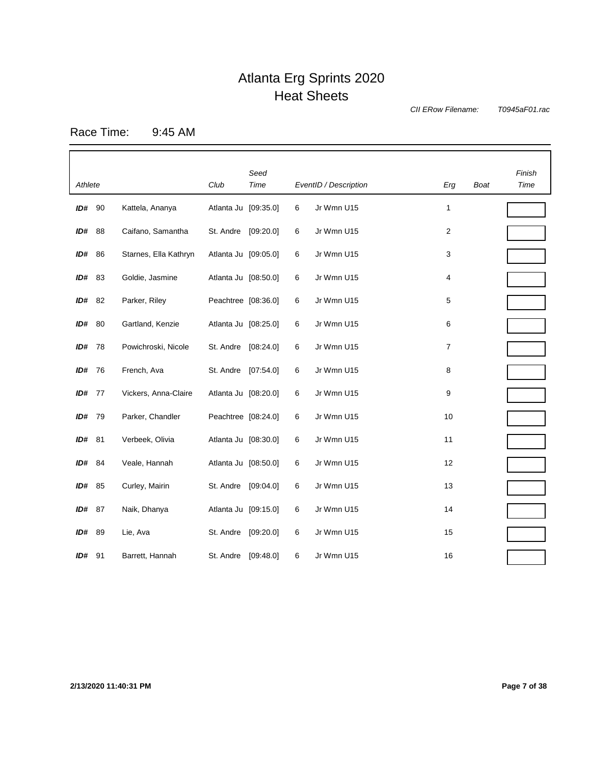# Atlanta Erg Sprints 2020
## Heat Sheets

*CII ERow Filename:* *T0945aF01.rac*

Race Time: 9:45 AM

| *Athlete* | | | *Club* | *Seed Time* | *EventID / Description* | | *Erg* | *Boat* | *Finish Time* |
|---|---|---|---|---|---|---|---|---|---|
| ***ID#*** | 90 | Kattela, Ananya | Atlanta Ju | [09:35.0] | 6 | Jr Wmn U15 | 1 | | |
| ***ID#*** | 88 | Caifano, Samantha | St. Andre | [09:20.0] | 6 | Jr Wmn U15 | 2 | | |
| ***ID#*** | 86 | Starnes, Ella Kathryn | Atlanta Ju | [09:05.0] | 6 | Jr Wmn U15 | 3 | | |
| ***ID#*** | 83 | Goldie, Jasmine | Atlanta Ju | [08:50.0] | 6 | Jr Wmn U15 | 4 | | |
| ***ID#*** | 82 | Parker, Riley | Peachtree | [08:36.0] | 6 | Jr Wmn U15 | 5 | | |
| ***ID#*** | 80 | Gartland, Kenzie | Atlanta Ju | [08:25.0] | 6 | Jr Wmn U15 | 6 | | |
| ***ID#*** | 78 | Powichroski, Nicole | St. Andre | [08:24.0] | 6 | Jr Wmn U15 | 7 | | |
| ***ID#*** | 76 | French, Ava | St. Andre | [07:54.0] | 6 | Jr Wmn U15 | 8 | | |
| ***ID#*** | 77 | Vickers, Anna-Claire | Atlanta Ju | [08:20.0] | 6 | Jr Wmn U15 | 9 | | |
| ***ID#*** | 79 | Parker, Chandler | Peachtree | [08:24.0] | 6 | Jr Wmn U15 | 10 | | |
| ***ID#*** | 81 | Verbeek, Olivia | Atlanta Ju | [08:30.0] | 6 | Jr Wmn U15 | 11 | | |
| ***ID#*** | 84 | Veale, Hannah | Atlanta Ju | [08:50.0] | 6 | Jr Wmn U15 | 12 | | |
| ***ID#*** | 85 | Curley, Mairin | St. Andre | [09:04.0] | 6 | Jr Wmn U15 | 13 | | |
| ***ID#*** | 87 | Naik, Dhanya | Atlanta Ju | [09:15.0] | 6 | Jr Wmn U15 | 14 | | |
| ***ID#*** | 89 | Lie, Ava | St. Andre | [09:20.0] | 6 | Jr Wmn U15 | 15 | | |
| ***ID#*** | 91 | Barrett, Hannah | St. Andre | [09:48.0] | 6 | Jr Wmn U15 | 16 | | |

**2/13/2020 11:40:31 PM**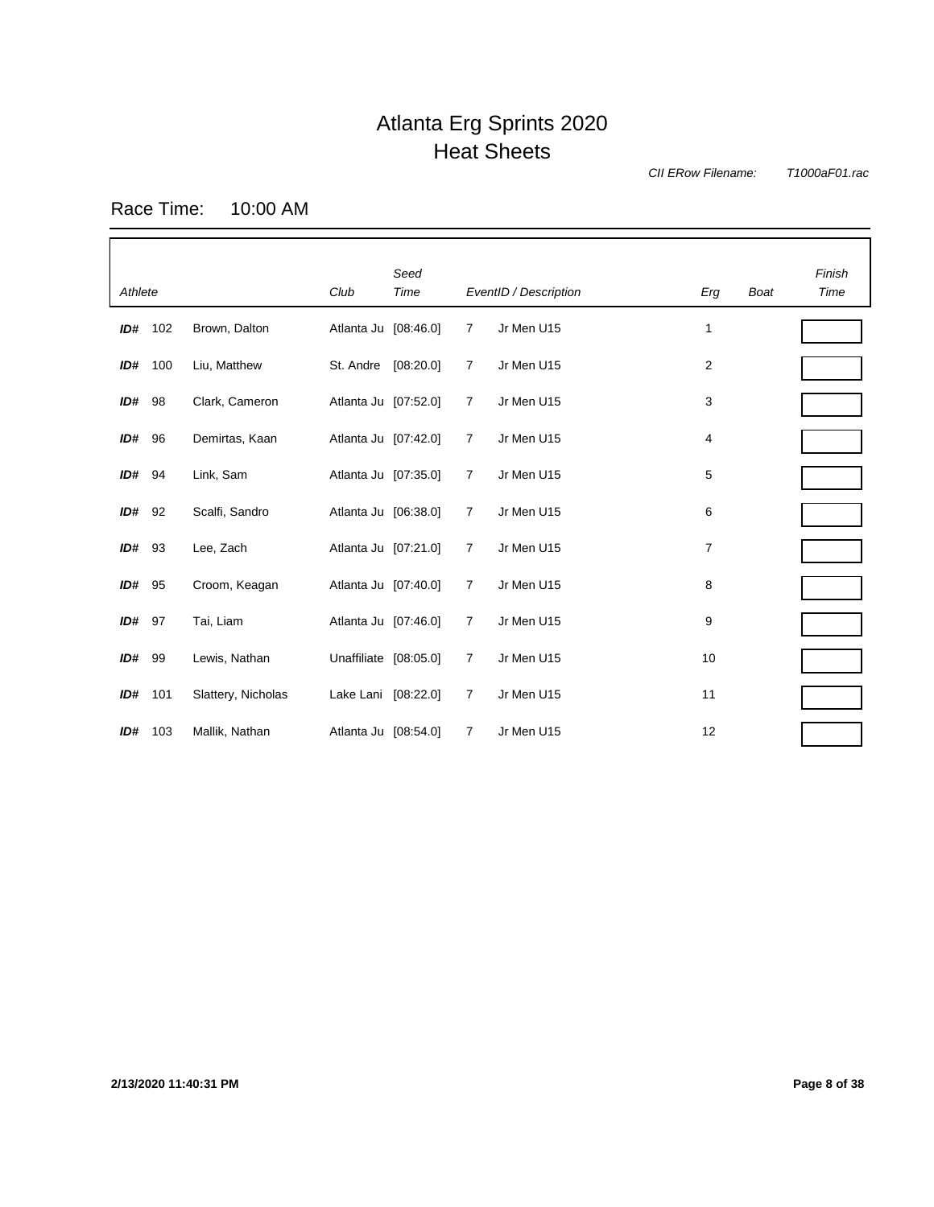# Atlanta Erg Sprints 2020
## Heat Sheets

*CII ERow Filename:* *T1000aF01.rac*

Race Time: 10:00 AM

| *Athlete* | | | *Club* | *Seed Time* | *EventID / Description* | | *Erg* | *Boat* | *Finish Time* |
|---|---|---|---|---|---|---|---|---|---|
| **ID#** | 102 | Brown, Dalton | Atlanta Ju | [08:46.0] | 7 | Jr Men U15 | 1 | | |
| **ID#** | 100 | Liu, Matthew | St. Andre | [08:20.0] | 7 | Jr Men U15 | 2 | | |
| **ID#** | 98 | Clark, Cameron | Atlanta Ju | [07:52.0] | 7 | Jr Men U15 | 3 | | |
| **ID#** | 96 | Demirtas, Kaan | Atlanta Ju | [07:42.0] | 7 | Jr Men U15 | 4 | | |
| **ID#** | 94 | Link, Sam | Atlanta Ju | [07:35.0] | 7 | Jr Men U15 | 5 | | |
| **ID#** | 92 | Scalfi, Sandro | Atlanta Ju | [06:38.0] | 7 | Jr Men U15 | 6 | | |
| **ID#** | 93 | Lee, Zach | Atlanta Ju | [07:21.0] | 7 | Jr Men U15 | 7 | | |
| **ID#** | 95 | Croom, Keagan | Atlanta Ju | [07:40.0] | 7 | Jr Men U15 | 8 | | |
| **ID#** | 97 | Tai, Liam | Atlanta Ju | [07:46.0] | 7 | Jr Men U15 | 9 | | |
| **ID#** | 99 | Lewis, Nathan | Unaffiliate | [08:05.0] | 7 | Jr Men U15 | 10 | | |
| **ID#** | 101 | Slattery, Nicholas | Lake Lani | [08:22.0] | 7 | Jr Men U15 | 11 | | |
| **ID#** | 103 | Mallik, Nathan | Atlanta Ju | [08:54.0] | 7 | Jr Men U15 | 12 | | |

**2/13/2020 11:40:31 PM**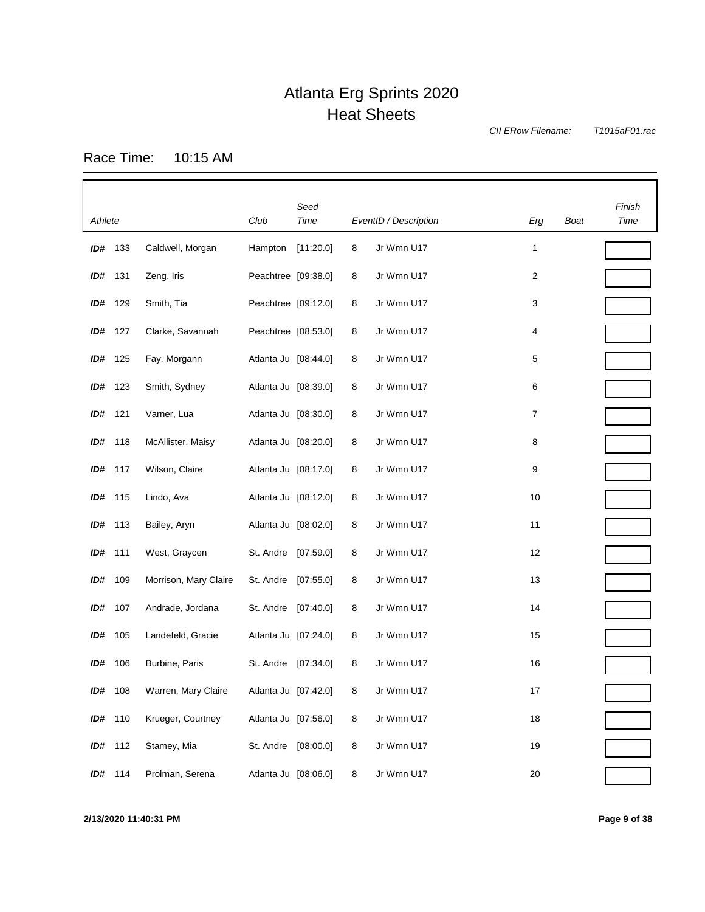# Atlanta Erg Sprints 2020
## Heat Sheets

*CII ERow Filename:* *T1015aF01.rac*

Race Time: 10:15 AM

| *Athlete* | | | Club | *Seed Time* | *EventID / Description* | | *Erg* | *Boat* | *Finish Time* |
|---|---|---|---|---|---|---|---|---|---|
| ***ID#*** | 133 | Caldwell, Morgan | Hampton | [11:20.0] | 8 | Jr Wmn U17 | 1 | | |
| ***ID#*** | 131 | Zeng, Iris | Peachtree | [09:38.0] | 8 | Jr Wmn U17 | 2 | | |
| ***ID#*** | 129 | Smith, Tia | Peachtree | [09:12.0] | 8 | Jr Wmn U17 | 3 | | |
| ***ID#*** | 127 | Clarke, Savannah | Peachtree | [08:53.0] | 8 | Jr Wmn U17 | 4 | | |
| ***ID#*** | 125 | Fay, Morgann | Atlanta Ju | [08:44.0] | 8 | Jr Wmn U17 | 5 | | |
| ***ID#*** | 123 | Smith, Sydney | Atlanta Ju | [08:39.0] | 8 | Jr Wmn U17 | 6 | | |
| ***ID#*** | 121 | Varner, Lua | Atlanta Ju | [08:30.0] | 8 | Jr Wmn U17 | 7 | | |
| ***ID#*** | 118 | McAllister, Maisy | Atlanta Ju | [08:20.0] | 8 | Jr Wmn U17 | 8 | | |
| ***ID#*** | 117 | Wilson, Claire | Atlanta Ju | [08:17.0] | 8 | Jr Wmn U17 | 9 | | |
| ***ID#*** | 115 | Lindo, Ava | Atlanta Ju | [08:12.0] | 8 | Jr Wmn U17 | 10 | | |
| ***ID#*** | 113 | Bailey, Aryn | Atlanta Ju | [08:02.0] | 8 | Jr Wmn U17 | 11 | | |
| ***ID#*** | 111 | West, Graycen | St. Andre | [07:59.0] | 8 | Jr Wmn U17 | 12 | | |
| ***ID#*** | 109 | Morrison, Mary Claire | St. Andre | [07:55.0] | 8 | Jr Wmn U17 | 13 | | |
| ***ID#*** | 107 | Andrade, Jordana | St. Andre | [07:40.0] | 8 | Jr Wmn U17 | 14 | | |
| ***ID#*** | 105 | Landefeld, Gracie | Atlanta Ju | [07:24.0] | 8 | Jr Wmn U17 | 15 | | |
| ***ID#*** | 106 | Burbine, Paris | St. Andre | [07:34.0] | 8 | Jr Wmn U17 | 16 | | |
| ***ID#*** | 108 | Warren, Mary Claire | Atlanta Ju | [07:42.0] | 8 | Jr Wmn U17 | 17 | | |
| ***ID#*** | 110 | Krueger, Courtney | Atlanta Ju | [07:56.0] | 8 | Jr Wmn U17 | 18 | | |
| ***ID#*** | 112 | Stamey, Mia | St. Andre | [08:00.0] | 8 | Jr Wmn U17 | 19 | | |
| ***ID#*** | 114 | Prolman, Serena | Atlanta Ju | [08:06.0] | 8 | Jr Wmn U17 | 20 | | |

**2/13/2020 11:40:31 PM**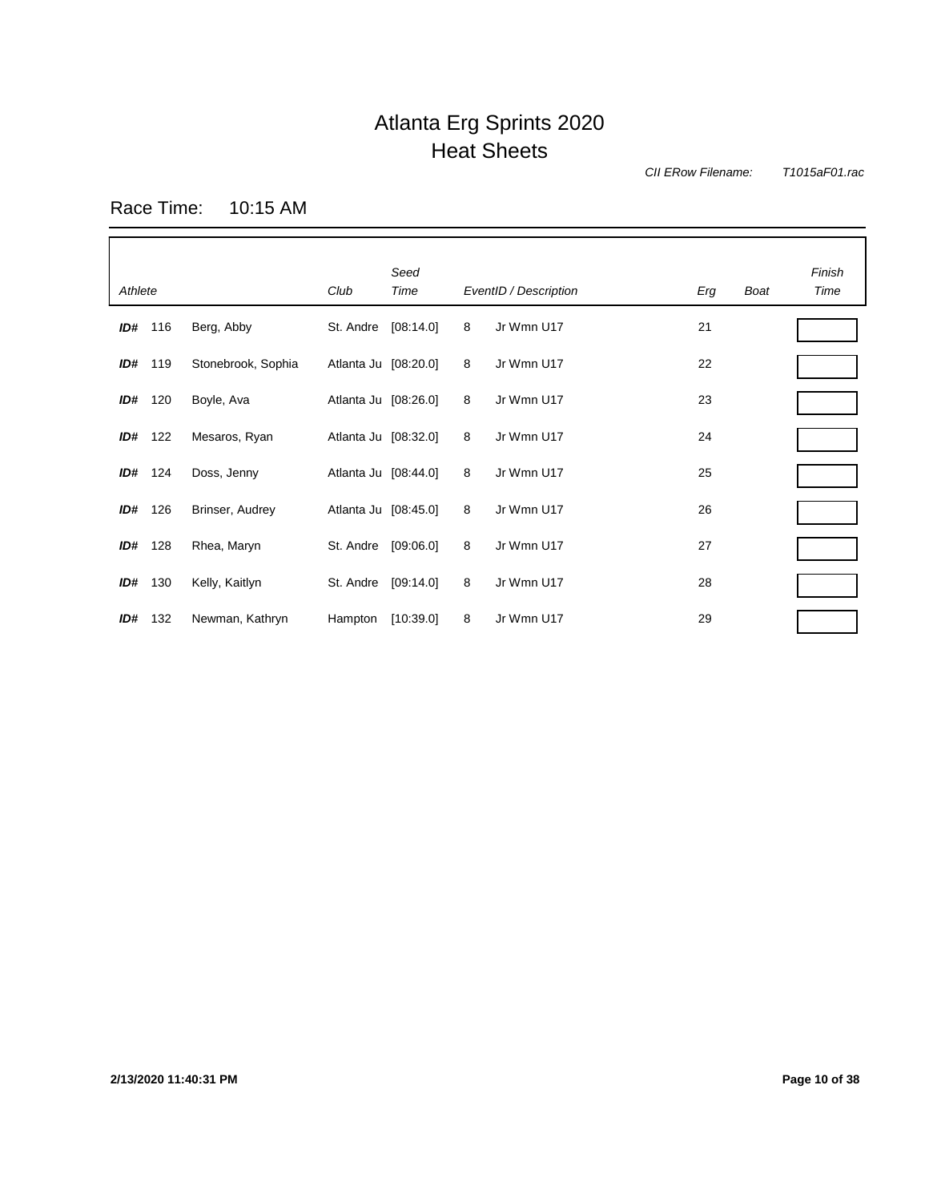# Atlanta Erg Sprints 2020
## Heat Sheets

*CII ERow Filename:* *T1015aF01.rac*

Race Time: 10:15 AM

| *Athlete* | | | *Club* | *Seed Time* | *EventID / Description* | | *Erg* | *Boat* | *Finish Time* |
|---|---|---|---|---|---|---|---|---|---|
| ***ID#*** | 116 | Berg, Abby | St. Andre | [08:14.0] | 8 | Jr Wmn U17 | 21 | | |
| ***ID#*** | 119 | Stonebrook, Sophia | Atlanta Ju | [08:20.0] | 8 | Jr Wmn U17 | 22 | | |
| ***ID#*** | 120 | Boyle, Ava | Atlanta Ju | [08:26.0] | 8 | Jr Wmn U17 | 23 | | |
| ***ID#*** | 122 | Mesaros, Ryan | Atlanta Ju | [08:32.0] | 8 | Jr Wmn U17 | 24 | | |
| ***ID#*** | 124 | Doss, Jenny | Atlanta Ju | [08:44.0] | 8 | Jr Wmn U17 | 25 | | |
| ***ID#*** | 126 | Brinser, Audrey | Atlanta Ju | [08:45.0] | 8 | Jr Wmn U17 | 26 | | |
| ***ID#*** | 128 | Rhea, Maryn | St. Andre | [09:06.0] | 8 | Jr Wmn U17 | 27 | | |
| ***ID#*** | 130 | Kelly, Kaitlyn | St. Andre | [09:14.0] | 8 | Jr Wmn U17 | 28 | | |
| ***ID#*** | 132 | Newman, Kathryn | Hampton | [10:39.0] | 8 | Jr Wmn U17 | 29 | | |

**2/13/2020 11:40:31 PM**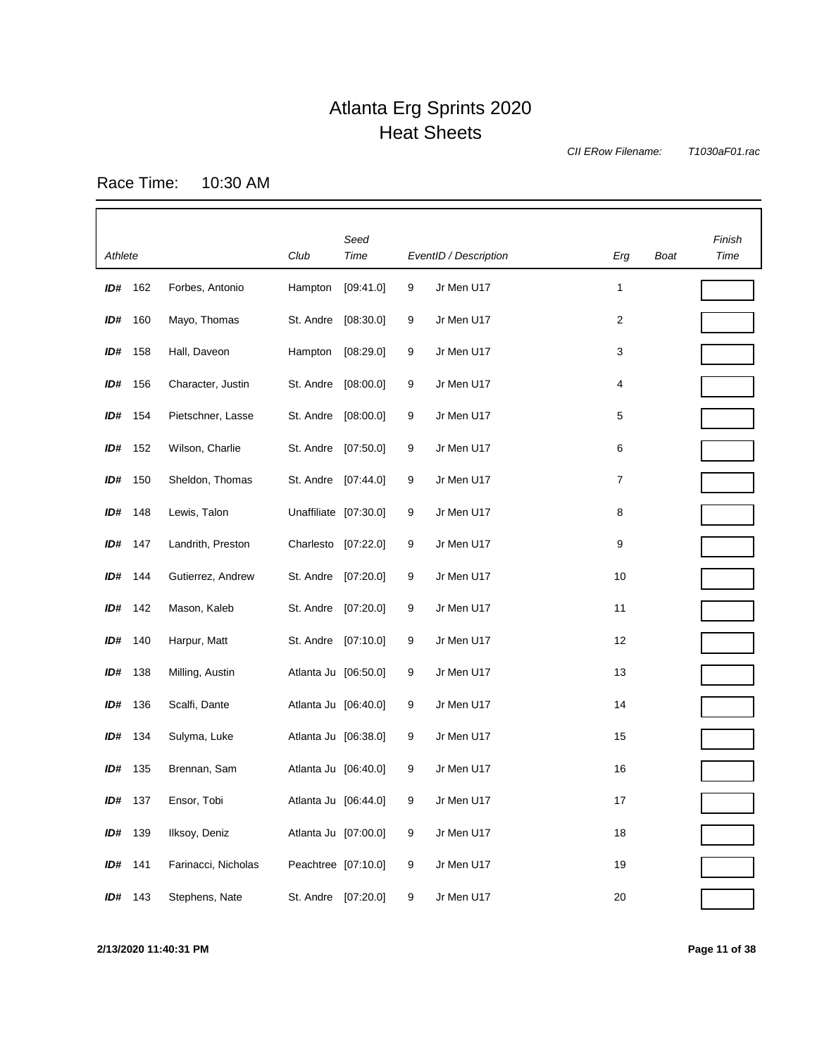# Atlanta Erg Sprints 2020
## Heat Sheets

*CII ERow Filename:* *T1030aF01.rac*

Race Time: 10:30 AM

| *Athlete* | | | Club | *Seed Time* | *EventID / Description* | | *Erg* | *Boat* | *Finish Time* |
|---|---|---|---|---|---|---|---|---|---|
| **ID#** | 162 | Forbes, Antonio | Hampton | [09:41.0] | 9 | Jr Men U17 | 1 | | |
| **ID#** | 160 | Mayo, Thomas | St. Andre | [08:30.0] | 9 | Jr Men U17 | 2 | | |
| **ID#** | 158 | Hall, Daveon | Hampton | [08:29.0] | 9 | Jr Men U17 | 3 | | |
| **ID#** | 156 | Character, Justin | St. Andre | [08:00.0] | 9 | Jr Men U17 | 4 | | |
| **ID#** | 154 | Pietschner, Lasse | St. Andre | [08:00.0] | 9 | Jr Men U17 | 5 | | |
| **ID#** | 152 | Wilson, Charlie | St. Andre | [07:50.0] | 9 | Jr Men U17 | 6 | | |
| **ID#** | 150 | Sheldon, Thomas | St. Andre | [07:44.0] | 9 | Jr Men U17 | 7 | | |
| **ID#** | 148 | Lewis, Talon | Unaffiliate | [07:30.0] | 9 | Jr Men U17 | 8 | | |
| **ID#** | 147 | Landrith, Preston | Charlesto | [07:22.0] | 9 | Jr Men U17 | 9 | | |
| **ID#** | 144 | Gutierrez, Andrew | St. Andre | [07:20.0] | 9 | Jr Men U17 | 10 | | |
| **ID#** | 142 | Mason, Kaleb | St. Andre | [07:20.0] | 9 | Jr Men U17 | 11 | | |
| **ID#** | 140 | Harpur, Matt | St. Andre | [07:10.0] | 9 | Jr Men U17 | 12 | | |
| **ID#** | 138 | Milling, Austin | Atlanta Ju | [06:50.0] | 9 | Jr Men U17 | 13 | | |
| **ID#** | 136 | Scalfi, Dante | Atlanta Ju | [06:40.0] | 9 | Jr Men U17 | 14 | | |
| **ID#** | 134 | Sulyma, Luke | Atlanta Ju | [06:38.0] | 9 | Jr Men U17 | 15 | | |
| **ID#** | 135 | Brennan, Sam | Atlanta Ju | [06:40.0] | 9 | Jr Men U17 | 16 | | |
| **ID#** | 137 | Ensor, Tobi | Atlanta Ju | [06:44.0] | 9 | Jr Men U17 | 17 | | |
| **ID#** | 139 | Ilksoy, Deniz | Atlanta Ju | [07:00.0] | 9 | Jr Men U17 | 18 | | |
| **ID#** | 141 | Farinacci, Nicholas | Peachtree | [07:10.0] | 9 | Jr Men U17 | 19 | | |
| **ID#** | 143 | Stephens, Nate | St. Andre | [07:20.0] | 9 | Jr Men U17 | 20 | | |

**2/13/2020 11:40:31 PM**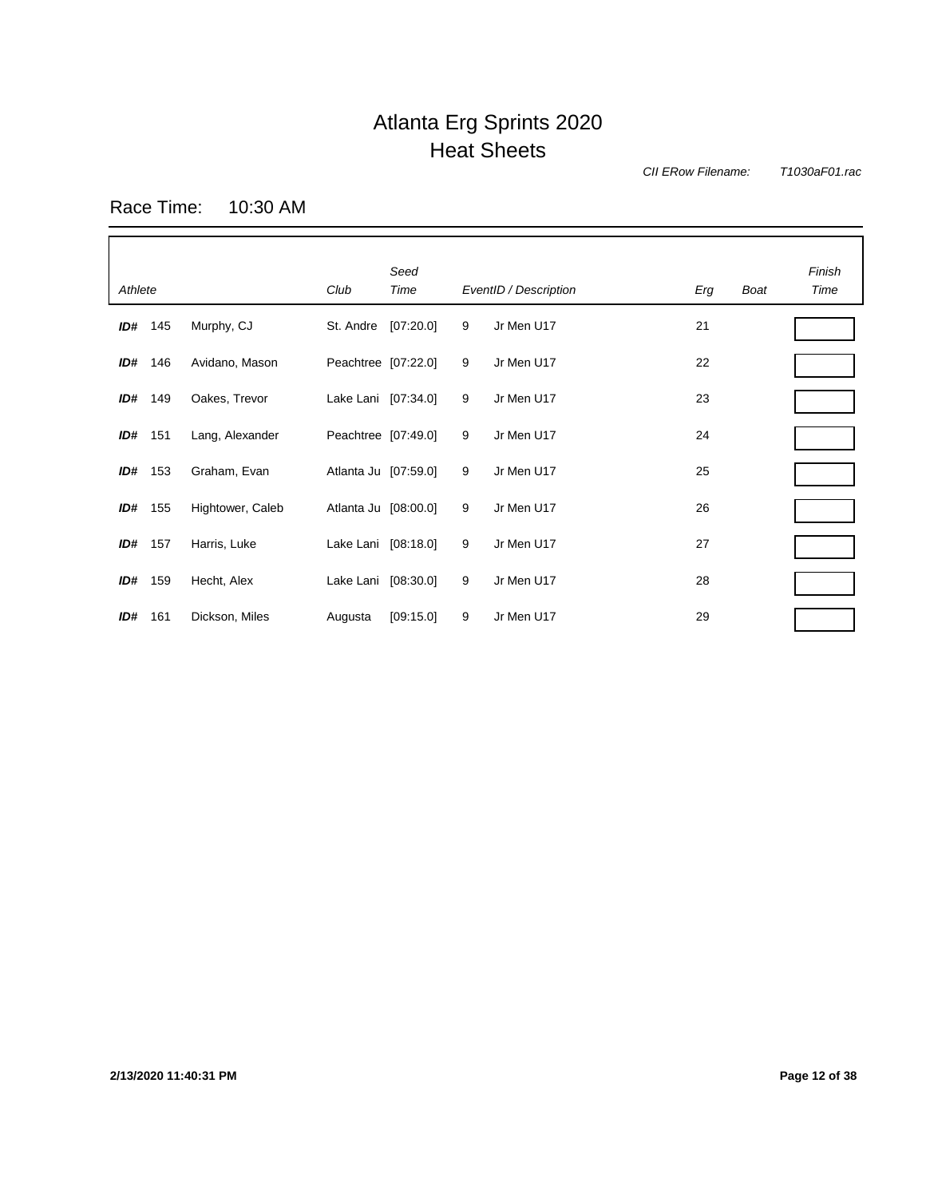# Atlanta Erg Sprints 2020
## Heat Sheets

*CII ERow Filename:* *T1030aF01.rac*

Race Time: 10:30 AM

| *Athlete* | | | *Club* | *Seed Time* | *EventID / Description* | | *Erg* | *Boat* | *Finish Time* |
|---|---|---|---|---|---|---|---|---|---|
| ***ID#*** | 145 | Murphy, CJ | St. Andre | [07:20.0] | 9 | Jr Men U17 | 21 | | |
| ***ID#*** | 146 | Avidano, Mason | Peachtree | [07:22.0] | 9 | Jr Men U17 | 22 | | |
| ***ID#*** | 149 | Oakes, Trevor | Lake Lani | [07:34.0] | 9 | Jr Men U17 | 23 | | |
| ***ID#*** | 151 | Lang, Alexander | Peachtree | [07:49.0] | 9 | Jr Men U17 | 24 | | |
| ***ID#*** | 153 | Graham, Evan | Atlanta Ju | [07:59.0] | 9 | Jr Men U17 | 25 | | |
| ***ID#*** | 155 | Hightower, Caleb | Atlanta Ju | [08:00.0] | 9 | Jr Men U17 | 26 | | |
| ***ID#*** | 157 | Harris, Luke | Lake Lani | [08:18.0] | 9 | Jr Men U17 | 27 | | |
| ***ID#*** | 159 | Hecht, Alex | Lake Lani | [08:30.0] | 9 | Jr Men U17 | 28 | | |
| ***ID#*** | 161 | Dickson, Miles | Augusta | [09:15.0] | 9 | Jr Men U17 | 29 | | |

**2/13/2020 11:40:31 PM**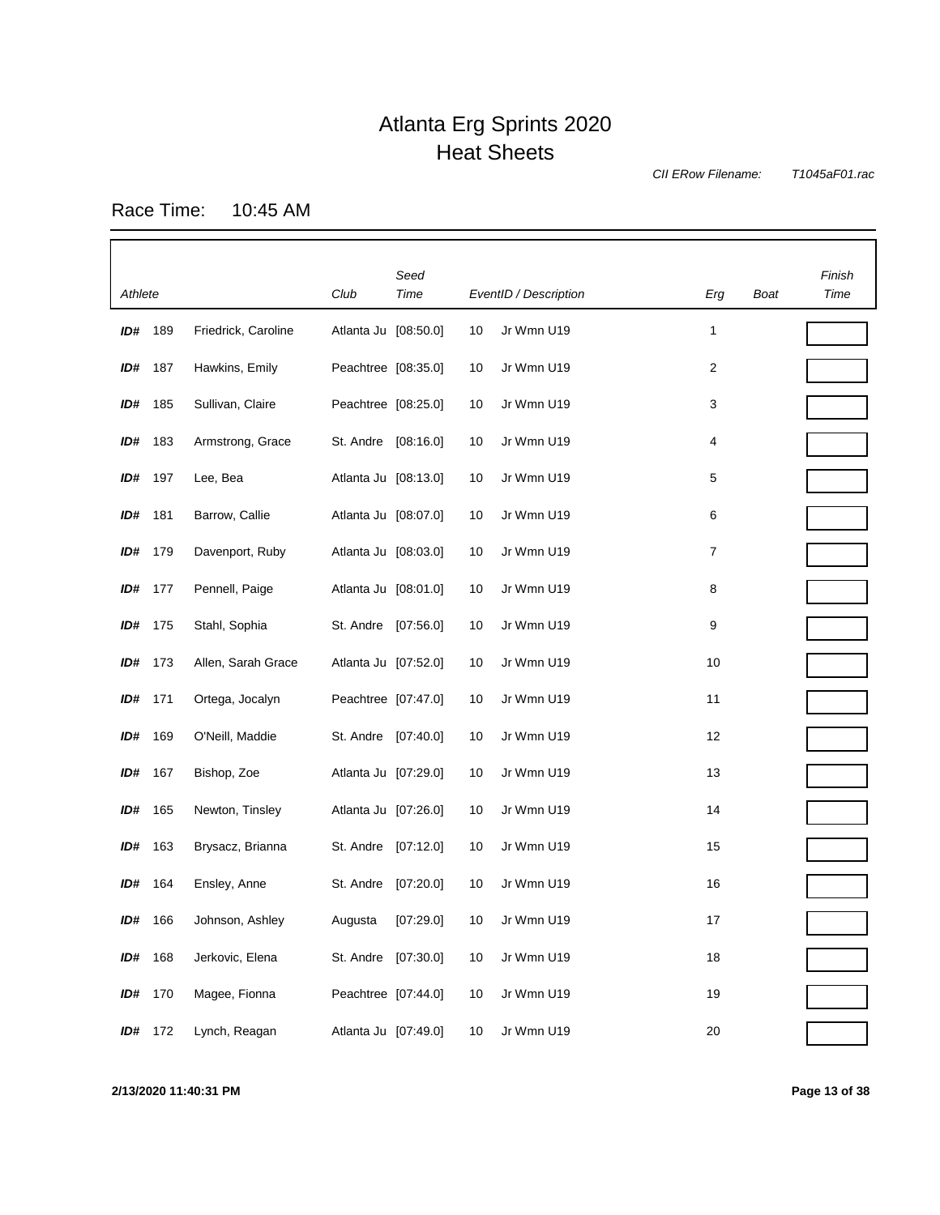# Atlanta Erg Sprints 2020
## Heat Sheets

*CII ERow Filename:* *T1045aF01.rac*

Race Time: 10:45 AM

| *Athlete* | | | *Club* | *Seed Time* | *EventID / Description* | | *Erg* | *Boat* | *Finish Time* |
|---|---|---|---|---|---|---|---|---|---|
| ***ID#*** | 189 | Friedrick, Caroline | Atlanta Ju | [08:50.0] | 10 | Jr Wmn U19 | 1 | | |
| ***ID#*** | 187 | Hawkins, Emily | Peachtree | [08:35.0] | 10 | Jr Wmn U19 | 2 | | |
| ***ID#*** | 185 | Sullivan, Claire | Peachtree | [08:25.0] | 10 | Jr Wmn U19 | 3 | | |
| ***ID#*** | 183 | Armstrong, Grace | St. Andre | [08:16.0] | 10 | Jr Wmn U19 | 4 | | |
| ***ID#*** | 197 | Lee, Bea | Atlanta Ju | [08:13.0] | 10 | Jr Wmn U19 | 5 | | |
| ***ID#*** | 181 | Barrow, Callie | Atlanta Ju | [08:07.0] | 10 | Jr Wmn U19 | 6 | | |
| ***ID#*** | 179 | Davenport, Ruby | Atlanta Ju | [08:03.0] | 10 | Jr Wmn U19 | 7 | | |
| ***ID#*** | 177 | Pennell, Paige | Atlanta Ju | [08:01.0] | 10 | Jr Wmn U19 | 8 | | |
| ***ID#*** | 175 | Stahl, Sophia | St. Andre | [07:56.0] | 10 | Jr Wmn U19 | 9 | | |
| ***ID#*** | 173 | Allen, Sarah Grace | Atlanta Ju | [07:52.0] | 10 | Jr Wmn U19 | 10 | | |
| ***ID#*** | 171 | Ortega, Jocalyn | Peachtree | [07:47.0] | 10 | Jr Wmn U19 | 11 | | |
| ***ID#*** | 169 | O'Neill, Maddie | St. Andre | [07:40.0] | 10 | Jr Wmn U19 | 12 | | |
| ***ID#*** | 167 | Bishop, Zoe | Atlanta Ju | [07:29.0] | 10 | Jr Wmn U19 | 13 | | |
| ***ID#*** | 165 | Newton, Tinsley | Atlanta Ju | [07:26.0] | 10 | Jr Wmn U19 | 14 | | |
| ***ID#*** | 163 | Brysacz, Brianna | St. Andre | [07:12.0] | 10 | Jr Wmn U19 | 15 | | |
| ***ID#*** | 164 | Ensley, Anne | St. Andre | [07:20.0] | 10 | Jr Wmn U19 | 16 | | |
| ***ID#*** | 166 | Johnson, Ashley | Augusta | [07:29.0] | 10 | Jr Wmn U19 | 17 | | |
| ***ID#*** | 168 | Jerkovic, Elena | St. Andre | [07:30.0] | 10 | Jr Wmn U19 | 18 | | |
| ***ID#*** | 170 | Magee, Fionna | Peachtree | [07:44.0] | 10 | Jr Wmn U19 | 19 | | |
| ***ID#*** | 172 | Lynch, Reagan | Atlanta Ju | [07:49.0] | 10 | Jr Wmn U19 | 20 | | |

**2/13/2020 11:40:31 PM**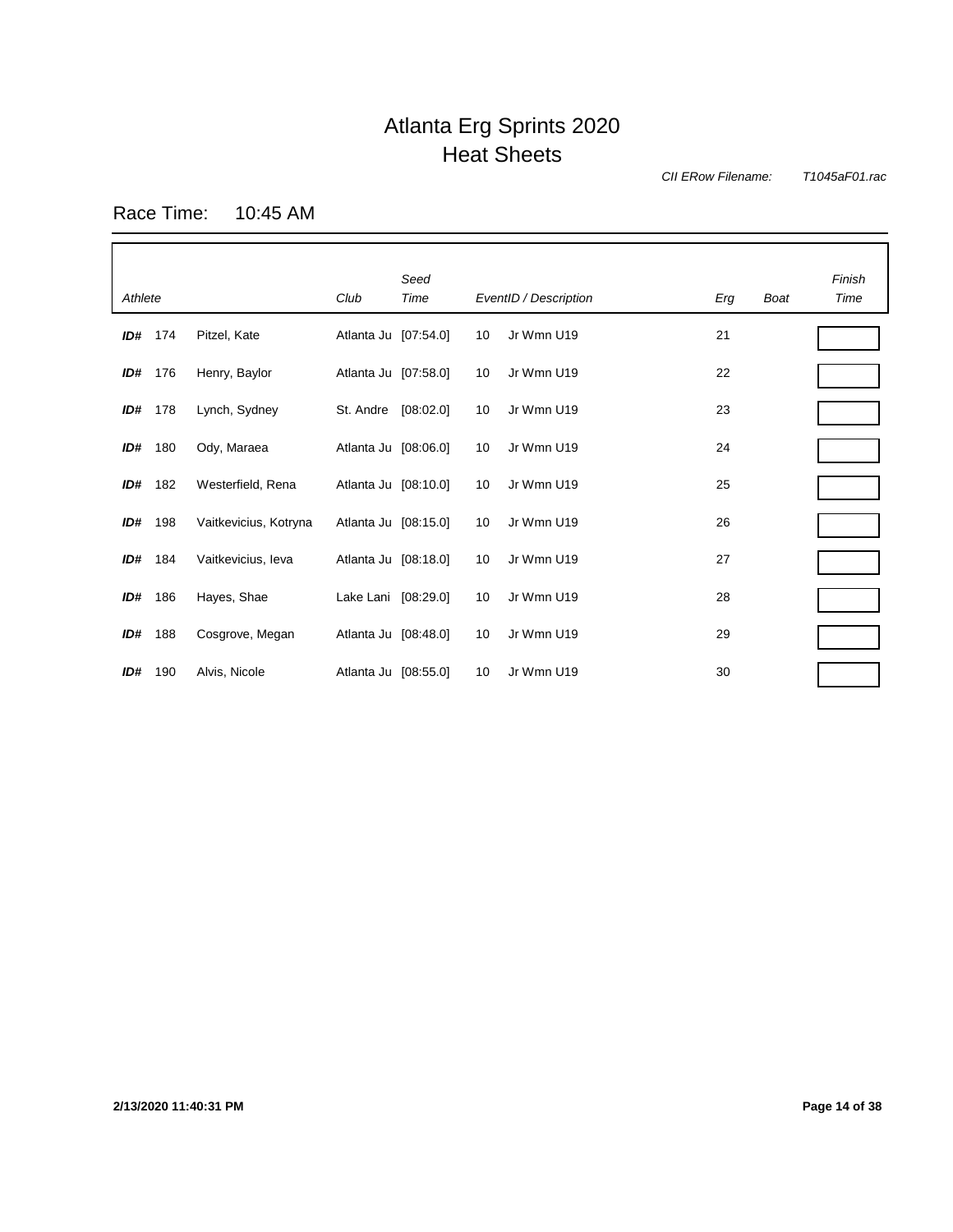# Atlanta Erg Sprints 2020
## Heat Sheets

*CII ERow Filename:* *T1045aF01.rac*

Race Time: 10:45 AM

| *Athlete* | | | *Club* | *Seed Time* | *EventID / Description* | | *Erg* | *Boat* | *Finish Time* |
|---|---|---|---|---|---|---|---|---|---|
| ***ID#*** | 174 | Pitzel, Kate | Atlanta Ju | [07:54.0] | 10 | Jr Wmn U19 | 21 | | |
| ***ID#*** | 176 | Henry, Baylor | Atlanta Ju | [07:58.0] | 10 | Jr Wmn U19 | 22 | | |
| ***ID#*** | 178 | Lynch, Sydney | St. Andre | [08:02.0] | 10 | Jr Wmn U19 | 23 | | |
| ***ID#*** | 180 | Ody, Maraea | Atlanta Ju | [08:06.0] | 10 | Jr Wmn U19 | 24 | | |
| ***ID#*** | 182 | Westerfield, Rena | Atlanta Ju | [08:10.0] | 10 | Jr Wmn U19 | 25 | | |
| ***ID#*** | 198 | Vaitkevicius, Kotryna | Atlanta Ju | [08:15.0] | 10 | Jr Wmn U19 | 26 | | |
| ***ID#*** | 184 | Vaitkevicius, Ieva | Atlanta Ju | [08:18.0] | 10 | Jr Wmn U19 | 27 | | |
| ***ID#*** | 186 | Hayes, Shae | Lake Lani | [08:29.0] | 10 | Jr Wmn U19 | 28 | | |
| ***ID#*** | 188 | Cosgrove, Megan | Atlanta Ju | [08:48.0] | 10 | Jr Wmn U19 | 29 | | |
| ***ID#*** | 190 | Alvis, Nicole | Atlanta Ju | [08:55.0] | 10 | Jr Wmn U19 | 30 | | |

**2/13/2020 11:40:31 PM**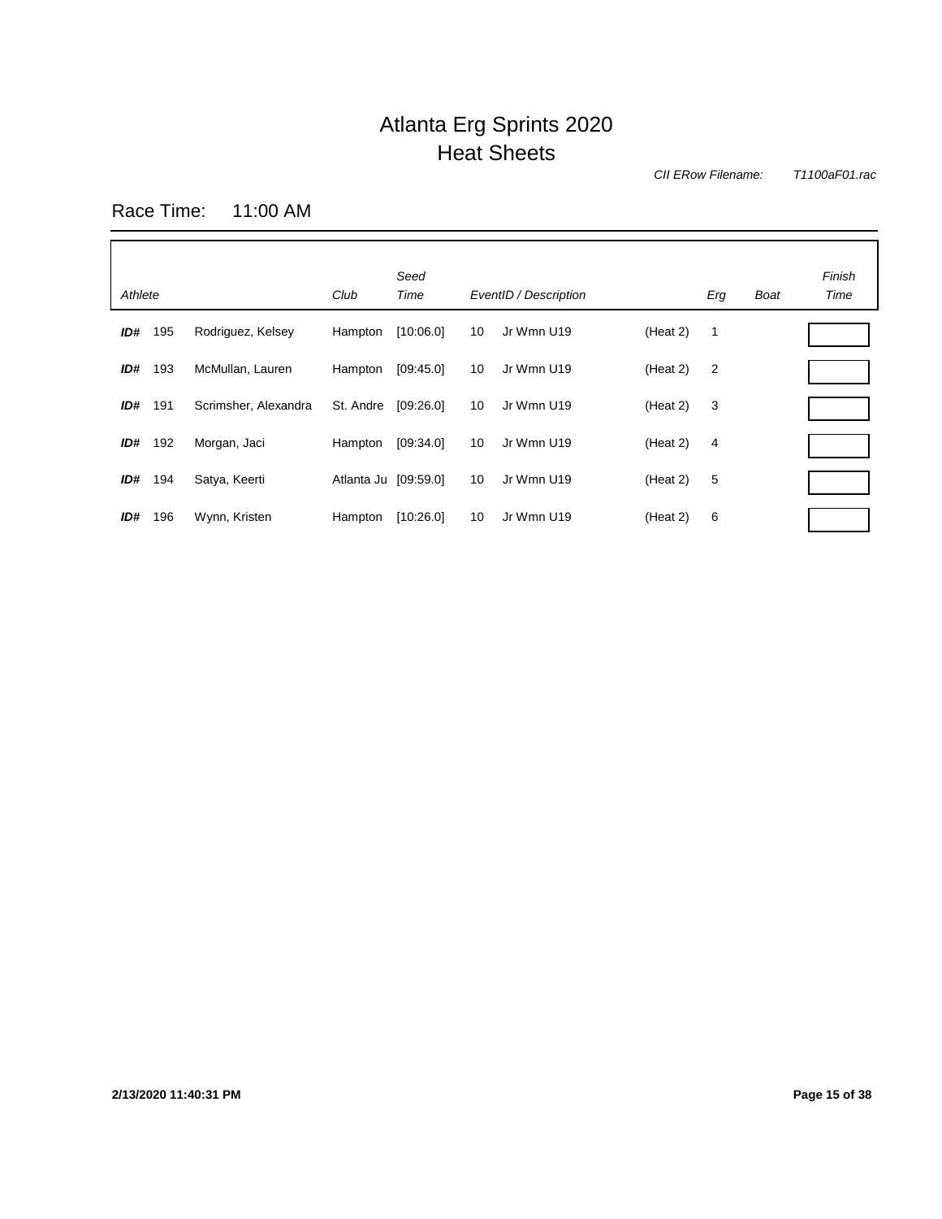# Atlanta Erg Sprints 2020
## Heat Sheets

*CII ERow Filename:* *T1100aF01.rac*

Race Time: 11:00 AM

| *Athlete* | | | *Club* | *Seed Time* | *EventID / Description* | | | *Erg* | *Boat* | *Finish Time* |
|---|---|---|---|---|---|---|---|---|---|---|
| ***ID#*** | 195 | Rodriguez, Kelsey | Hampton | [10:06.0] | 10 | Jr Wmn U19 | (Heat 2) | 1 | | |
| ***ID#*** | 193 | McMullan, Lauren | Hampton | [09:45.0] | 10 | Jr Wmn U19 | (Heat 2) | 2 | | |
| ***ID#*** | 191 | Scrimsher, Alexandra | St. Andre | [09:26.0] | 10 | Jr Wmn U19 | (Heat 2) | 3 | | |
| ***ID#*** | 192 | Morgan, Jaci | Hampton | [09:34.0] | 10 | Jr Wmn U19 | (Heat 2) | 4 | | |
| ***ID#*** | 194 | Satya, Keerti | Atlanta Ju | [09:59.0] | 10 | Jr Wmn U19 | (Heat 2) | 5 | | |
| ***ID#*** | 196 | Wynn, Kristen | Hampton | [10:26.0] | 10 | Jr Wmn U19 | (Heat 2) | 6 | | |

**2/13/2020 11:40:31 PM**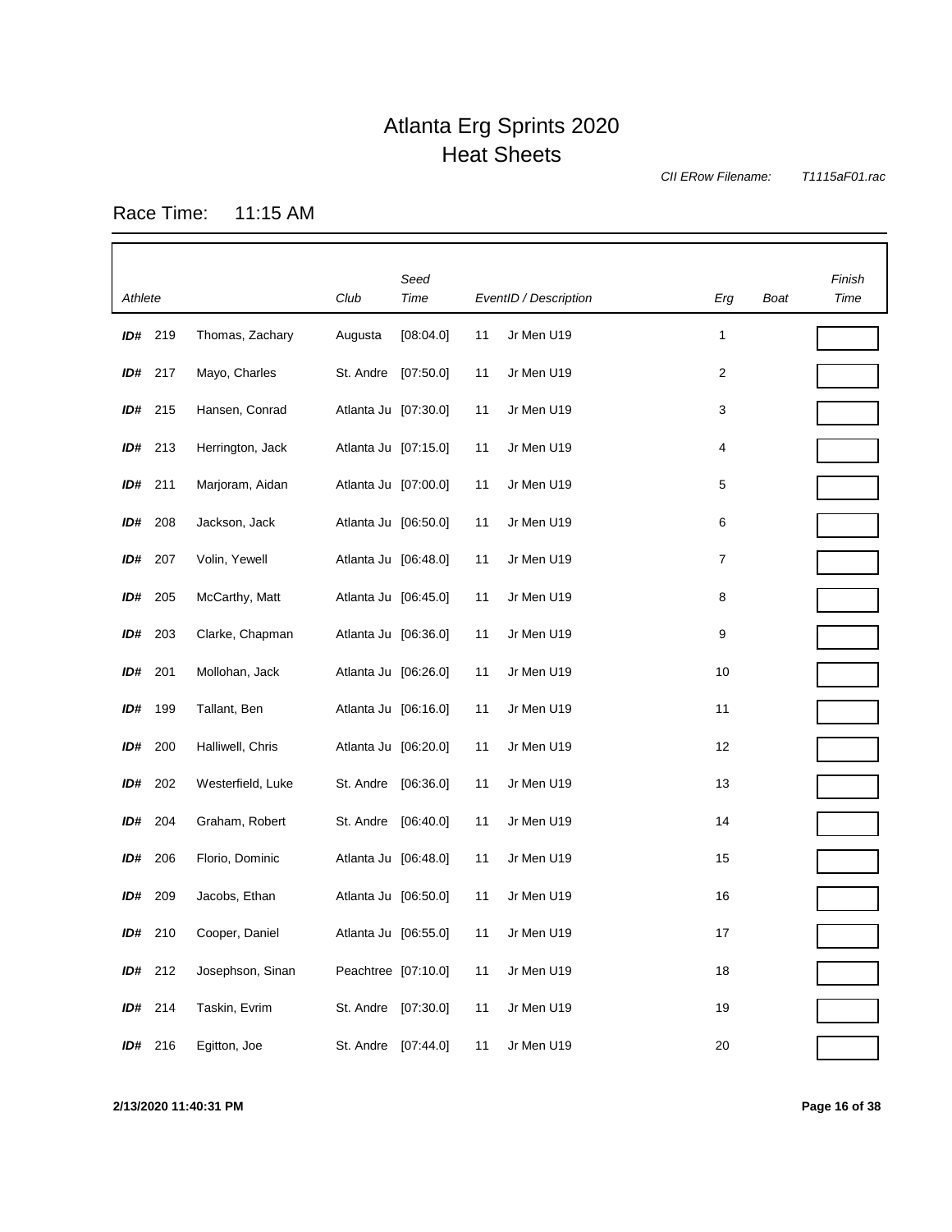# Atlanta Erg Sprints 2020
## Heat Sheets

*CII ERow Filename:* *T1115aF01.rac*

Race Time: 11:15 AM

| *Athlete* | | | *Club* | *Seed Time* | *EventID / Description* | | *Erg* | *Boat* | *Finish Time* |
|---|---|---|---|---|---|---|---|---|---|
| ***ID#*** | 219 | Thomas, Zachary | Augusta | [08:04.0] | 11 | Jr Men U19 | 1 | | |
| ***ID#*** | 217 | Mayo, Charles | St. Andre | [07:50.0] | 11 | Jr Men U19 | 2 | | |
| ***ID#*** | 215 | Hansen, Conrad | Atlanta Ju | [07:30.0] | 11 | Jr Men U19 | 3 | | |
| ***ID#*** | 213 | Herrington, Jack | Atlanta Ju | [07:15.0] | 11 | Jr Men U19 | 4 | | |
| ***ID#*** | 211 | Marjoram, Aidan | Atlanta Ju | [07:00.0] | 11 | Jr Men U19 | 5 | | |
| ***ID#*** | 208 | Jackson, Jack | Atlanta Ju | [06:50.0] | 11 | Jr Men U19 | 6 | | |
| ***ID#*** | 207 | Volin, Yewell | Atlanta Ju | [06:48.0] | 11 | Jr Men U19 | 7 | | |
| ***ID#*** | 205 | McCarthy, Matt | Atlanta Ju | [06:45.0] | 11 | Jr Men U19 | 8 | | |
| ***ID#*** | 203 | Clarke, Chapman | Atlanta Ju | [06:36.0] | 11 | Jr Men U19 | 9 | | |
| ***ID#*** | 201 | Mollohan, Jack | Atlanta Ju | [06:26.0] | 11 | Jr Men U19 | 10 | | |
| ***ID#*** | 199 | Tallant, Ben | Atlanta Ju | [06:16.0] | 11 | Jr Men U19 | 11 | | |
| ***ID#*** | 200 | Halliwell, Chris | Atlanta Ju | [06:20.0] | 11 | Jr Men U19 | 12 | | |
| ***ID#*** | 202 | Westerfield, Luke | St. Andre | [06:36.0] | 11 | Jr Men U19 | 13 | | |
| ***ID#*** | 204 | Graham, Robert | St. Andre | [06:40.0] | 11 | Jr Men U19 | 14 | | |
| ***ID#*** | 206 | Florio, Dominic | Atlanta Ju | [06:48.0] | 11 | Jr Men U19 | 15 | | |
| ***ID#*** | 209 | Jacobs, Ethan | Atlanta Ju | [06:50.0] | 11 | Jr Men U19 | 16 | | |
| ***ID#*** | 210 | Cooper, Daniel | Atlanta Ju | [06:55.0] | 11 | Jr Men U19 | 17 | | |
| ***ID#*** | 212 | Josephson, Sinan | Peachtree | [07:10.0] | 11 | Jr Men U19 | 18 | | |
| ***ID#*** | 214 | Taskin, Evrim | St. Andre | [07:30.0] | 11 | Jr Men U19 | 19 | | |
| ***ID#*** | 216 | Egitton, Joe | St. Andre | [07:44.0] | 11 | Jr Men U19 | 20 | | |

**2/13/2020 11:40:31 PM**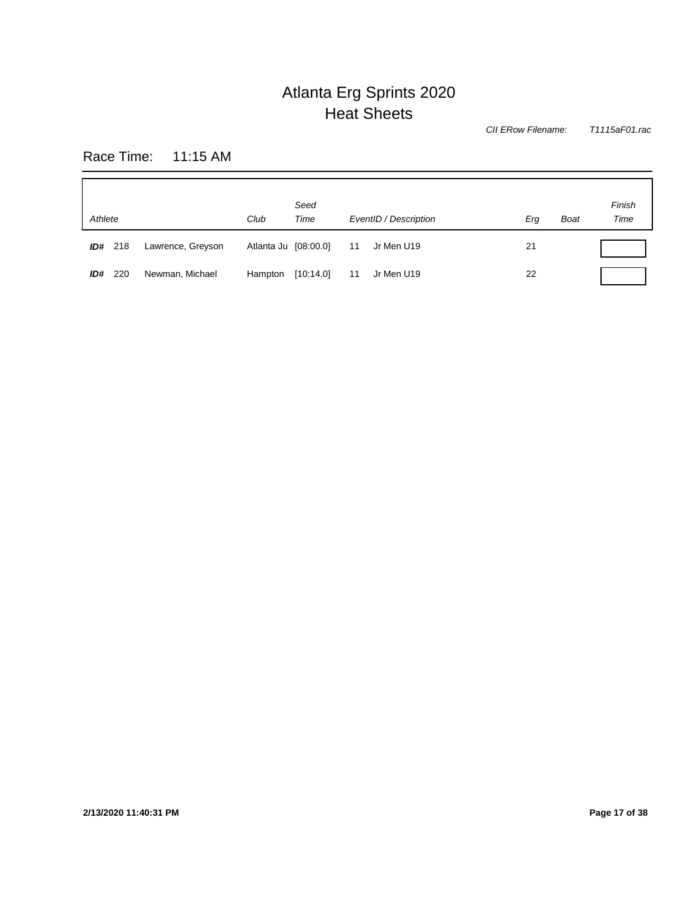# Atlanta Erg Sprints 2020
## Heat Sheets

*CII ERow Filename:* *T1115aF01.rac*

Race Time: 11:15 AM

| *Athlete* | | | *Club* | *Seed Time* | *EventID / Description* | | *Erg* | *Boat* | *Finish Time* |
|---|---|---|---|---|---|---|---|---|---|
| ***ID#*** | 218 | Lawrence, Greyson | Atlanta Ju | [08:00.0] | 11 | Jr Men U19 | 21 | | |
| ***ID#*** | 220 | Newman, Michael | Hampton | [10:14.0] | 11 | Jr Men U19 | 22 | | |

**2/13/2020 11:40:31 PM**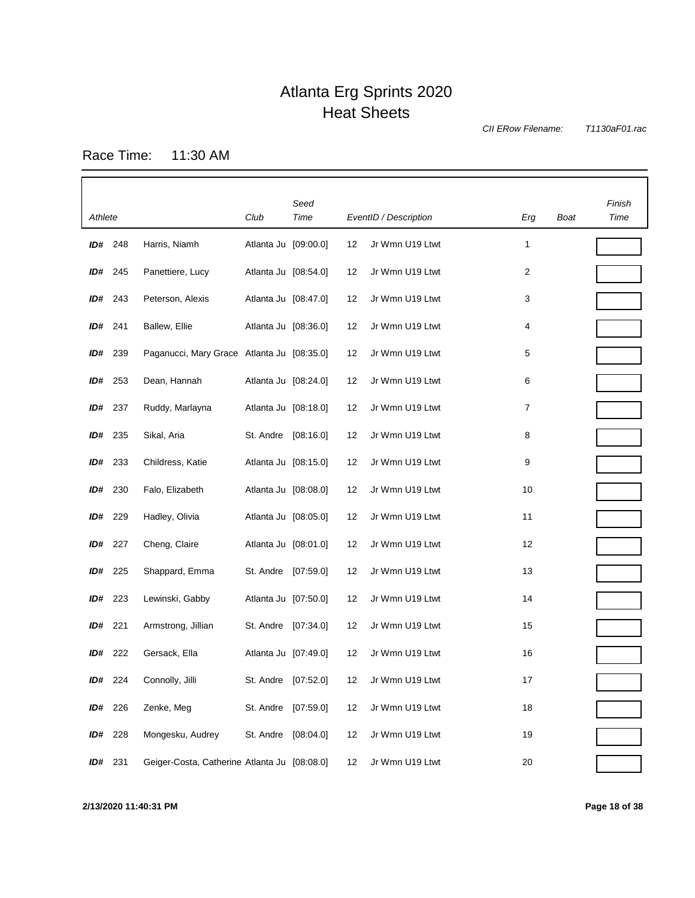# Atlanta Erg Sprints 2020

## Heat Sheets

*CII ERow Filename:* *T1130aF01.rac*

Race Time: 11:30 AM

| Athlete | | | Club | Seed Time | EventID / Description | | Erg | Boat | Finish Time |
|---|---|---|---|---|---|---|---|---|---|
| ***ID#*** | 248 | Harris, Niamh | Atlanta Ju | [09:00.0] | 12 | Jr Wmn U19 Ltwt | 1 | | |
| ***ID#*** | 245 | Panettiere, Lucy | Atlanta Ju | [08:54.0] | 12 | Jr Wmn U19 Ltwt | 2 | | |
| ***ID#*** | 243 | Peterson, Alexis | Atlanta Ju | [08:47.0] | 12 | Jr Wmn U19 Ltwt | 3 | | |
| ***ID#*** | 241 | Ballew, Ellie | Atlanta Ju | [08:36.0] | 12 | Jr Wmn U19 Ltwt | 4 | | |
| ***ID#*** | 239 | Paganucci, Mary Grace | Atlanta Ju | [08:35.0] | 12 | Jr Wmn U19 Ltwt | 5 | | |
| ***ID#*** | 253 | Dean, Hannah | Atlanta Ju | [08:24.0] | 12 | Jr Wmn U19 Ltwt | 6 | | |
| ***ID#*** | 237 | Ruddy, Marlayna | Atlanta Ju | [08:18.0] | 12 | Jr Wmn U19 Ltwt | 7 | | |
| ***ID#*** | 235 | Sikal, Aria | St. Andre | [08:16.0] | 12 | Jr Wmn U19 Ltwt | 8 | | |
| ***ID#*** | 233 | Childress, Katie | Atlanta Ju | [08:15.0] | 12 | Jr Wmn U19 Ltwt | 9 | | |
| ***ID#*** | 230 | Falo, Elizabeth | Atlanta Ju | [08:08.0] | 12 | Jr Wmn U19 Ltwt | 10 | | |
| ***ID#*** | 229 | Hadley, Olivia | Atlanta Ju | [08:05.0] | 12 | Jr Wmn U19 Ltwt | 11 | | |
| ***ID#*** | 227 | Cheng, Claire | Atlanta Ju | [08:01.0] | 12 | Jr Wmn U19 Ltwt | 12 | | |
| ***ID#*** | 225 | Shappard, Emma | St. Andre | [07:59.0] | 12 | Jr Wmn U19 Ltwt | 13 | | |
| ***ID#*** | 223 | Lewinski, Gabby | Atlanta Ju | [07:50.0] | 12 | Jr Wmn U19 Ltwt | 14 | | |
| ***ID#*** | 221 | Armstrong, Jillian | St. Andre | [07:34.0] | 12 | Jr Wmn U19 Ltwt | 15 | | |
| ***ID#*** | 222 | Gersack, Ella | Atlanta Ju | [07:49.0] | 12 | Jr Wmn U19 Ltwt | 16 | | |
| ***ID#*** | 224 | Connolly, Jilli | St. Andre | [07:52.0] | 12 | Jr Wmn U19 Ltwt | 17 | | |
| ***ID#*** | 226 | Zenke, Meg | St. Andre | [07:59.0] | 12 | Jr Wmn U19 Ltwt | 18 | | |
| ***ID#*** | 228 | Mongesku, Audrey | St. Andre | [08:04.0] | 12 | Jr Wmn U19 Ltwt | 19 | | |
| ***ID#*** | 231 | Geiger-Costa, Catherine | Atlanta Ju | [08:08.0] | 12 | Jr Wmn U19 Ltwt | 20 | | |

**2/13/2020 11:40:31 PM**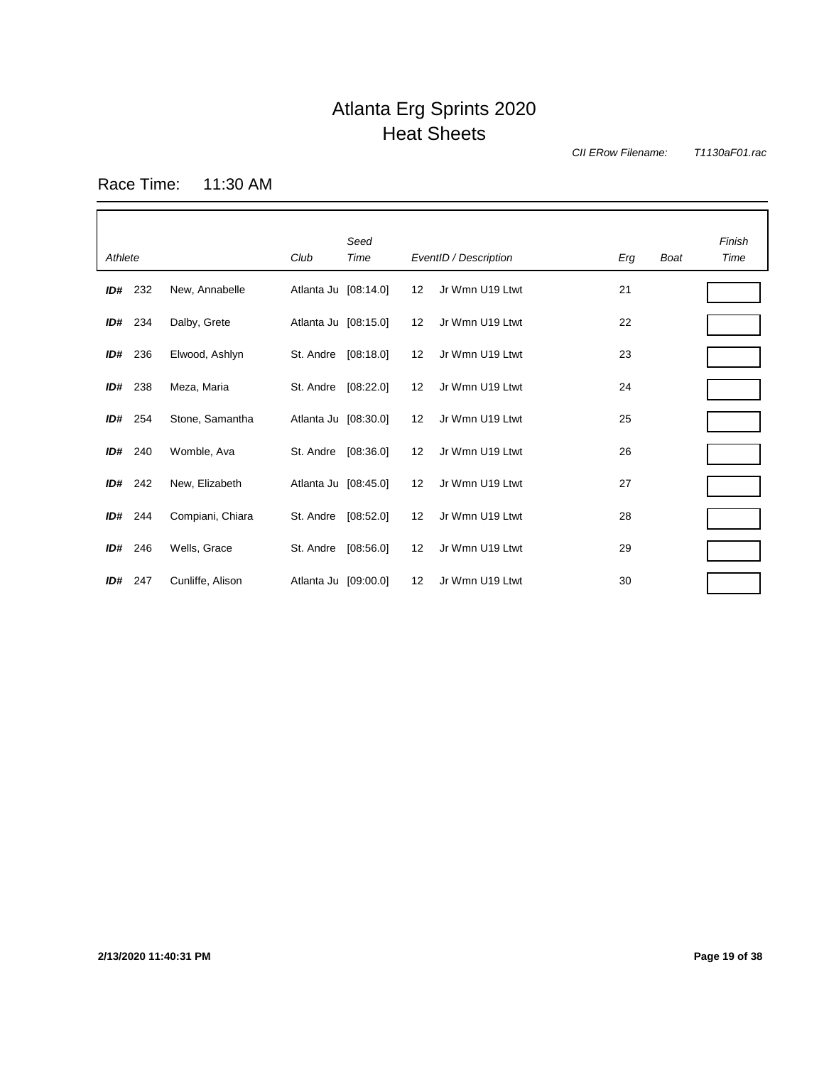# Atlanta Erg Sprints 2020
## Heat Sheets

*CII ERow Filename:* *T1130aF01.rac*

Race Time: 11:30 AM

| *Athlete* | | | *Club* | *Seed Time* | *EventID / Description* | | *Erg* | *Boat* | *Finish Time* |
|---|---|---|---|---|---|---|---|---|---|
| ***ID#*** | 232 | New, Annabelle | Atlanta Ju | [08:14.0] | 12 | Jr Wmn U19 Ltwt | 21 | | |
| ***ID#*** | 234 | Dalby, Grete | Atlanta Ju | [08:15.0] | 12 | Jr Wmn U19 Ltwt | 22 | | |
| ***ID#*** | 236 | Elwood, Ashlyn | St. Andre | [08:18.0] | 12 | Jr Wmn U19 Ltwt | 23 | | |
| ***ID#*** | 238 | Meza, Maria | St. Andre | [08:22.0] | 12 | Jr Wmn U19 Ltwt | 24 | | |
| ***ID#*** | 254 | Stone, Samantha | Atlanta Ju | [08:30.0] | 12 | Jr Wmn U19 Ltwt | 25 | | |
| ***ID#*** | 240 | Womble, Ava | St. Andre | [08:36.0] | 12 | Jr Wmn U19 Ltwt | 26 | | |
| ***ID#*** | 242 | New, Elizabeth | Atlanta Ju | [08:45.0] | 12 | Jr Wmn U19 Ltwt | 27 | | |
| ***ID#*** | 244 | Compiani, Chiara | St. Andre | [08:52.0] | 12 | Jr Wmn U19 Ltwt | 28 | | |
| ***ID#*** | 246 | Wells, Grace | St. Andre | [08:56.0] | 12 | Jr Wmn U19 Ltwt | 29 | | |
| ***ID#*** | 247 | Cunliffe, Alison | Atlanta Ju | [09:00.0] | 12 | Jr Wmn U19 Ltwt | 30 | | |

**2/13/2020 11:40:31 PM**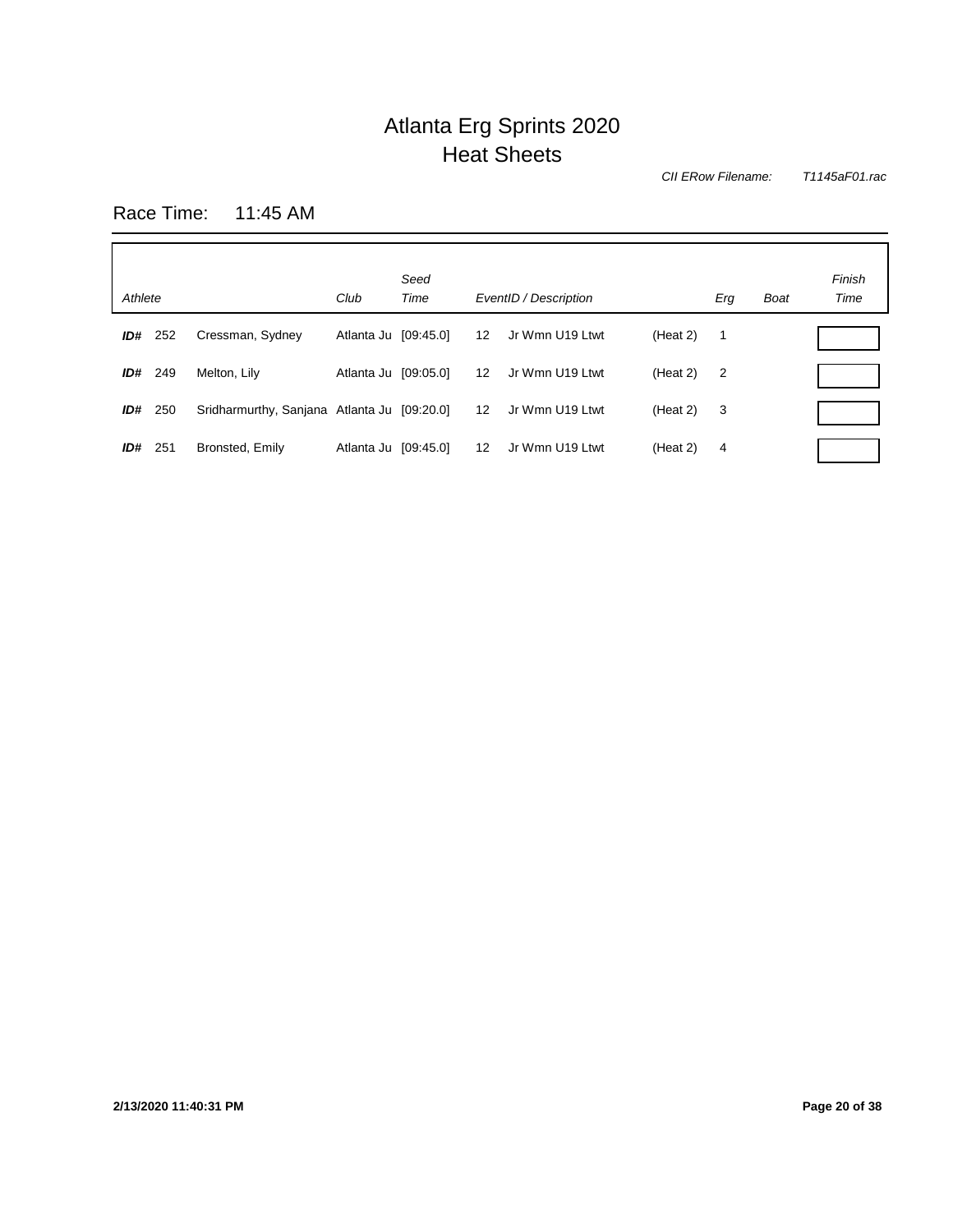# Atlanta Erg Sprints 2020
## Heat Sheets

*CII ERow Filename:* *T1145aF01.rac*

Race Time: 11:45 AM

| *Athlete* | | | *Club* | *Seed Time* | *EventID / Description* | | | *Erg* | *Boat* | *Finish Time* |
|---|---|---|---|---|---|---|---|---|---|---|
| ***ID#*** | 252 | Cressman, Sydney | Atlanta Ju | [09:45.0] | 12 | Jr Wmn U19 Ltwt | (Heat 2) | 1 | | |
| ***ID#*** | 249 | Melton, Lily | Atlanta Ju | [09:05.0] | 12 | Jr Wmn U19 Ltwt | (Heat 2) | 2 | | |
| ***ID#*** | 250 | Sridharmurthy, Sanjana | Atlanta Ju | [09:20.0] | 12 | Jr Wmn U19 Ltwt | (Heat 2) | 3 | | |
| ***ID#*** | 251 | Bronsted, Emily | Atlanta Ju | [09:45.0] | 12 | Jr Wmn U19 Ltwt | (Heat 2) | 4 | | |

**2/13/2020 11:40:31 PM**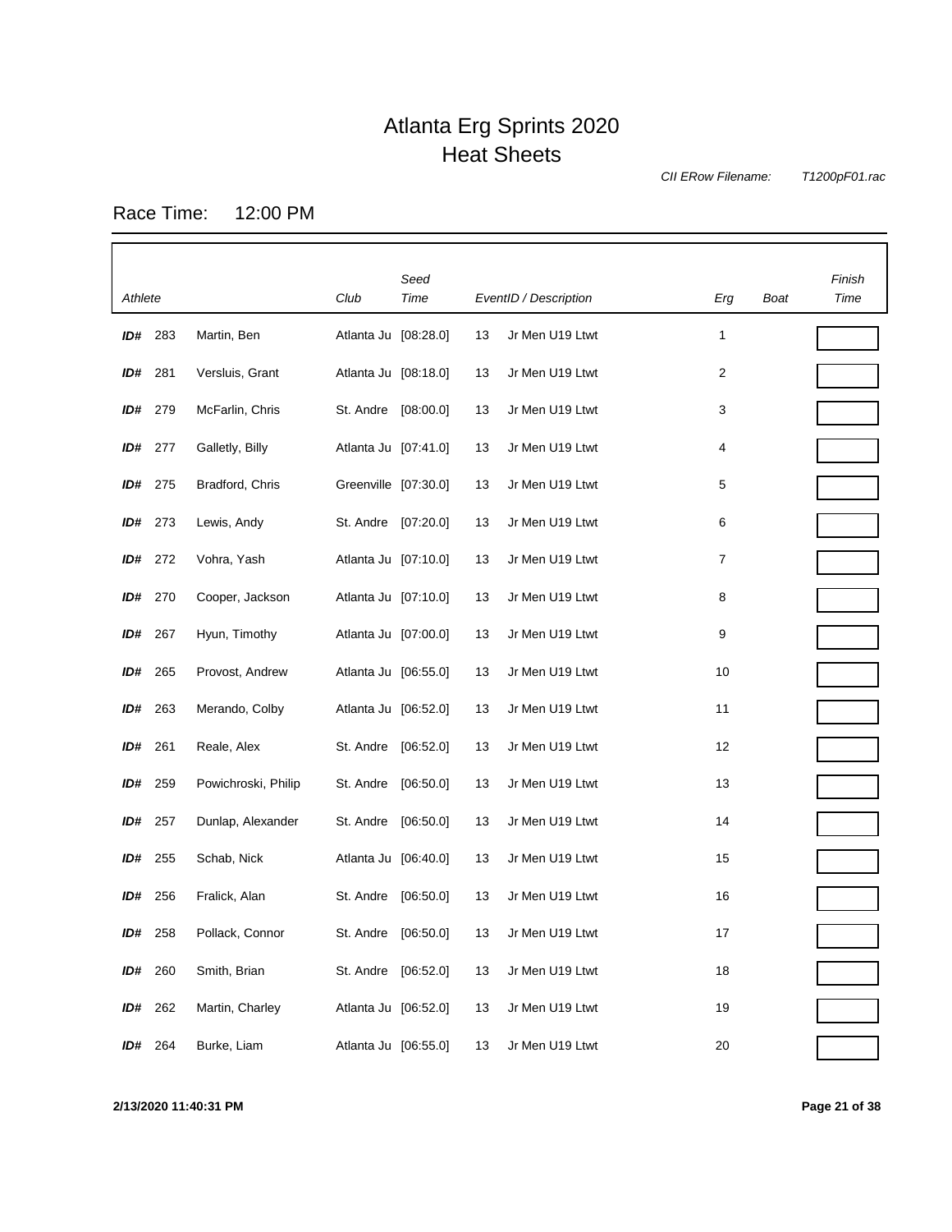# Atlanta Erg Sprints 2020
## Heat Sheets

*CII ERow Filename:* *T1200pF01.rac*

Race Time: 12:00 PM

| *Athlete* | | | *Club* | *Seed Time* | *EventID / Description* | | *Erg* | *Boat* | *Finish Time* |
|---|---|---|---|---|---|---|---|---|---|
| ***ID#*** | 283 | Martin, Ben | Atlanta Ju | [08:28.0] | 13 | Jr Men U19 Ltwt | 1 | | |
| ***ID#*** | 281 | Versluis, Grant | Atlanta Ju | [08:18.0] | 13 | Jr Men U19 Ltwt | 2 | | |
| ***ID#*** | 279 | McFarlin, Chris | St. Andre | [08:00.0] | 13 | Jr Men U19 Ltwt | 3 | | |
| ***ID#*** | 277 | Galletly, Billy | Atlanta Ju | [07:41.0] | 13 | Jr Men U19 Ltwt | 4 | | |
| ***ID#*** | 275 | Bradford, Chris | Greenville | [07:30.0] | 13 | Jr Men U19 Ltwt | 5 | | |
| ***ID#*** | 273 | Lewis, Andy | St. Andre | [07:20.0] | 13 | Jr Men U19 Ltwt | 6 | | |
| ***ID#*** | 272 | Vohra, Yash | Atlanta Ju | [07:10.0] | 13 | Jr Men U19 Ltwt | 7 | | |
| ***ID#*** | 270 | Cooper, Jackson | Atlanta Ju | [07:10.0] | 13 | Jr Men U19 Ltwt | 8 | | |
| ***ID#*** | 267 | Hyun, Timothy | Atlanta Ju | [07:00.0] | 13 | Jr Men U19 Ltwt | 9 | | |
| ***ID#*** | 265 | Provost, Andrew | Atlanta Ju | [06:55.0] | 13 | Jr Men U19 Ltwt | 10 | | |
| ***ID#*** | 263 | Merando, Colby | Atlanta Ju | [06:52.0] | 13 | Jr Men U19 Ltwt | 11 | | |
| ***ID#*** | 261 | Reale, Alex | St. Andre | [06:52.0] | 13 | Jr Men U19 Ltwt | 12 | | |
| ***ID#*** | 259 | Powichroski, Philip | St. Andre | [06:50.0] | 13 | Jr Men U19 Ltwt | 13 | | |
| ***ID#*** | 257 | Dunlap, Alexander | St. Andre | [06:50.0] | 13 | Jr Men U19 Ltwt | 14 | | |
| ***ID#*** | 255 | Schab, Nick | Atlanta Ju | [06:40.0] | 13 | Jr Men U19 Ltwt | 15 | | |
| ***ID#*** | 256 | Fralick, Alan | St. Andre | [06:50.0] | 13 | Jr Men U19 Ltwt | 16 | | |
| ***ID#*** | 258 | Pollack, Connor | St. Andre | [06:50.0] | 13 | Jr Men U19 Ltwt | 17 | | |
| ***ID#*** | 260 | Smith, Brian | St. Andre | [06:52.0] | 13 | Jr Men U19 Ltwt | 18 | | |
| ***ID#*** | 262 | Martin, Charley | Atlanta Ju | [06:52.0] | 13 | Jr Men U19 Ltwt | 19 | | |
| ***ID#*** | 264 | Burke, Liam | Atlanta Ju | [06:55.0] | 13 | Jr Men U19 Ltwt | 20 | | |

**2/13/2020 11:40:31 PM**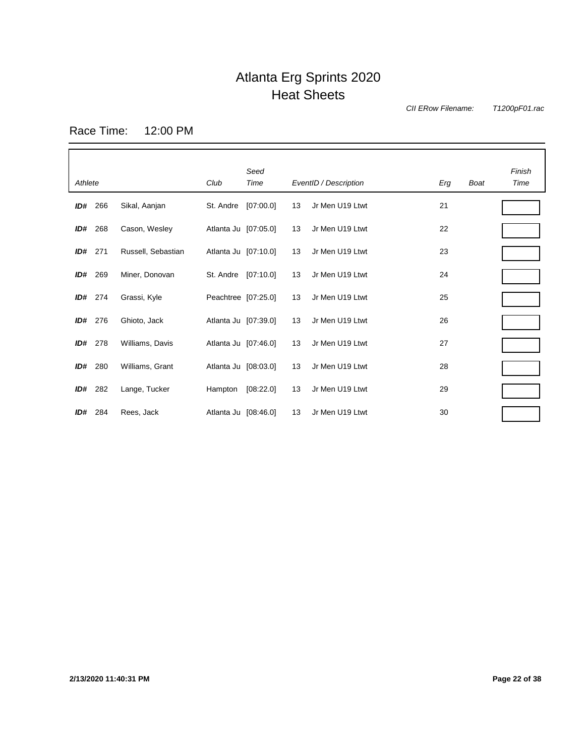# Atlanta Erg Sprints 2020
## Heat Sheets

*CII ERow Filename:* *T1200pF01.rac*

Race Time: 12:00 PM

| *Athlete* | | | *Club* | *Seed Time* | *EventID / Description* | | *Erg* | *Boat* | *Finish Time* |
|---|---|---|---|---|---|---|---|---|---|
| ***ID#*** | 266 | Sikal, Aanjan | St. Andre | [07:00.0] | 13 | Jr Men U19 Ltwt | 21 | | |
| ***ID#*** | 268 | Cason, Wesley | Atlanta Ju | [07:05.0] | 13 | Jr Men U19 Ltwt | 22 | | |
| ***ID#*** | 271 | Russell, Sebastian | Atlanta Ju | [07:10.0] | 13 | Jr Men U19 Ltwt | 23 | | |
| ***ID#*** | 269 | Miner, Donovan | St. Andre | [07:10.0] | 13 | Jr Men U19 Ltwt | 24 | | |
| ***ID#*** | 274 | Grassi, Kyle | Peachtree | [07:25.0] | 13 | Jr Men U19 Ltwt | 25 | | |
| ***ID#*** | 276 | Ghioto, Jack | Atlanta Ju | [07:39.0] | 13 | Jr Men U19 Ltwt | 26 | | |
| ***ID#*** | 278 | Williams, Davis | Atlanta Ju | [07:46.0] | 13 | Jr Men U19 Ltwt | 27 | | |
| ***ID#*** | 280 | Williams, Grant | Atlanta Ju | [08:03.0] | 13 | Jr Men U19 Ltwt | 28 | | |
| ***ID#*** | 282 | Lange, Tucker | Hampton | [08:22.0] | 13 | Jr Men U19 Ltwt | 29 | | |
| ***ID#*** | 284 | Rees, Jack | Atlanta Ju | [08:46.0] | 13 | Jr Men U19 Ltwt | 30 | | |

**2/13/2020 11:40:31 PM**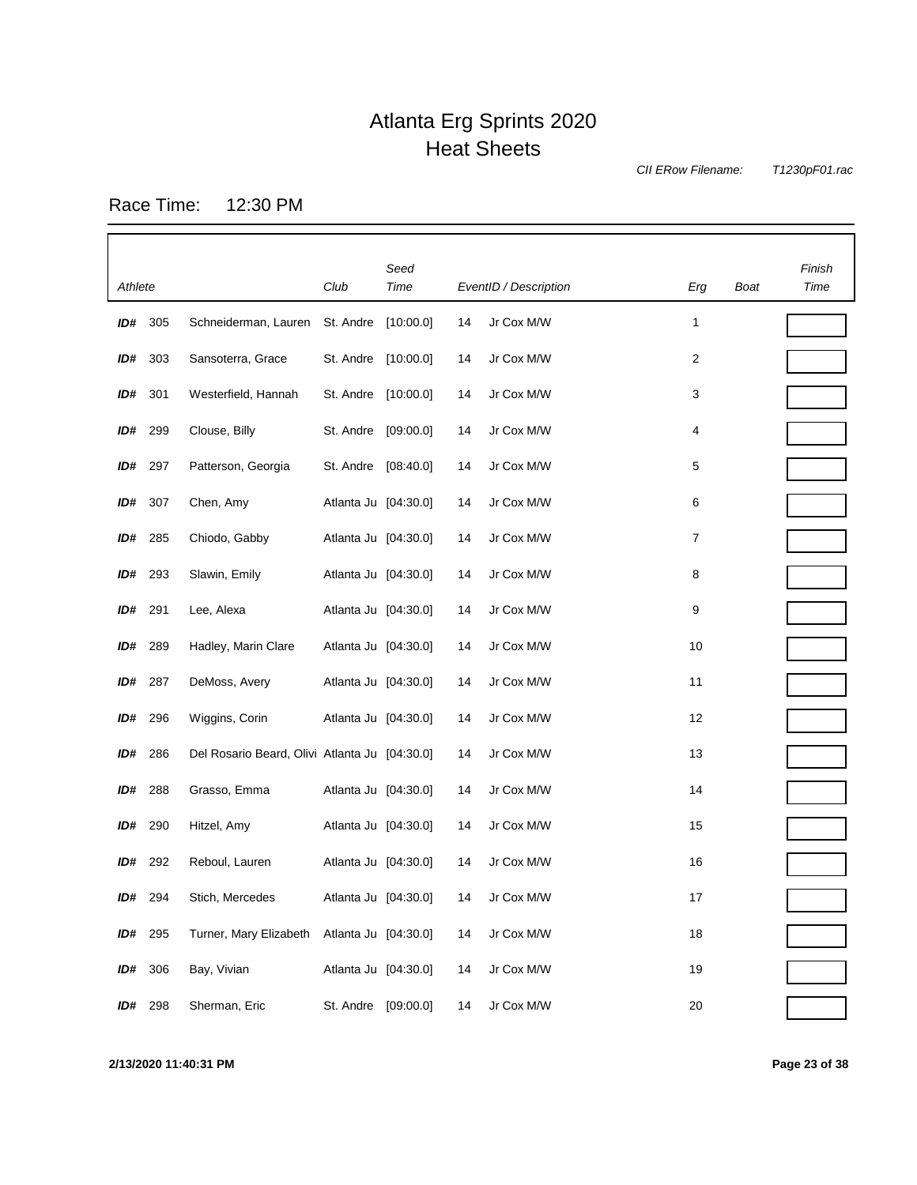# Atlanta Erg Sprints 2020
## Heat Sheets

*CII ERow Filename:* *T1230pF01.rac*

Race Time: 12:30 PM

| *Athlete* | | | Club | *Seed Time* | *EventID / Description* | | *Erg* | *Boat* | *Finish Time* |
|---|---|---|---|---|---|---|---|---|---|
| **ID#** | 305 | Schneiderman, Lauren | St. Andre | [10:00.0] | 14 | Jr Cox M/W | 1 | | |
| **ID#** | 303 | Sansoterra, Grace | St. Andre | [10:00.0] | 14 | Jr Cox M/W | 2 | | |
| **ID#** | 301 | Westerfield, Hannah | St. Andre | [10:00.0] | 14 | Jr Cox M/W | 3 | | |
| **ID#** | 299 | Clouse, Billy | St. Andre | [09:00.0] | 14 | Jr Cox M/W | 4 | | |
| **ID#** | 297 | Patterson, Georgia | St. Andre | [08:40.0] | 14 | Jr Cox M/W | 5 | | |
| **ID#** | 307 | Chen, Amy | Atlanta Ju | [04:30.0] | 14 | Jr Cox M/W | 6 | | |
| **ID#** | 285 | Chiodo, Gabby | Atlanta Ju | [04:30.0] | 14 | Jr Cox M/W | 7 | | |
| **ID#** | 293 | Slawin, Emily | Atlanta Ju | [04:30.0] | 14 | Jr Cox M/W | 8 | | |
| **ID#** | 291 | Lee, Alexa | Atlanta Ju | [04:30.0] | 14 | Jr Cox M/W | 9 | | |
| **ID#** | 289 | Hadley, Marin Clare | Atlanta Ju | [04:30.0] | 14 | Jr Cox M/W | 10 | | |
| **ID#** | 287 | DeMoss, Avery | Atlanta Ju | [04:30.0] | 14 | Jr Cox M/W | 11 | | |
| **ID#** | 296 | Wiggins, Corin | Atlanta Ju | [04:30.0] | 14 | Jr Cox M/W | 12 | | |
| **ID#** | 286 | Del Rosario Beard, Olivi | Atlanta Ju | [04:30.0] | 14 | Jr Cox M/W | 13 | | |
| **ID#** | 288 | Grasso, Emma | Atlanta Ju | [04:30.0] | 14 | Jr Cox M/W | 14 | | |
| **ID#** | 290 | Hitzel, Amy | Atlanta Ju | [04:30.0] | 14 | Jr Cox M/W | 15 | | |
| **ID#** | 292 | Reboul, Lauren | Atlanta Ju | [04:30.0] | 14 | Jr Cox M/W | 16 | | |
| **ID#** | 294 | Stich, Mercedes | Atlanta Ju | [04:30.0] | 14 | Jr Cox M/W | 17 | | |
| **ID#** | 295 | Turner, Mary Elizabeth | Atlanta Ju | [04:30.0] | 14 | Jr Cox M/W | 18 | | |
| **ID#** | 306 | Bay, Vivian | Atlanta Ju | [04:30.0] | 14 | Jr Cox M/W | 19 | | |
| **ID#** | 298 | Sherman, Eric | St. Andre | [09:00.0] | 14 | Jr Cox M/W | 20 | | |

**2/13/2020 11:40:31 PM**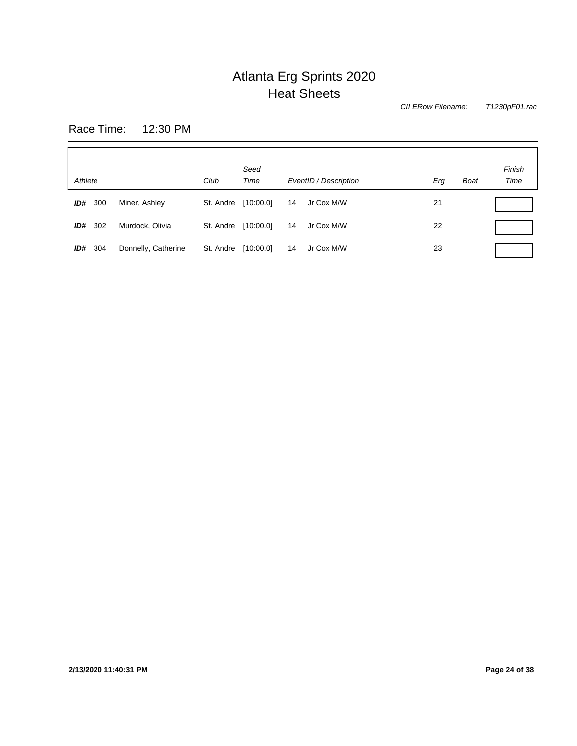# Atlanta Erg Sprints 2020
## Heat Sheets

*CII ERow Filename:* *T1230pF01.rac*

Race Time: 12:30 PM

| *Athlete* | | | *Club* | *Seed Time* | *EventID / Description* | | *Erg* | *Boat* | *Finish Time* |
|---|---|---|---|---|---|---|---|---|---|
| ***ID#*** | 300 | Miner, Ashley | St. Andre | [10:00.0] | 14 | Jr Cox M/W | 21 | | |
| ***ID#*** | 302 | Murdock, Olivia | St. Andre | [10:00.0] | 14 | Jr Cox M/W | 22 | | |
| ***ID#*** | 304 | Donnelly, Catherine | St. Andre | [10:00.0] | 14 | Jr Cox M/W | 23 | | |

**2/13/2020 11:40:31 PM**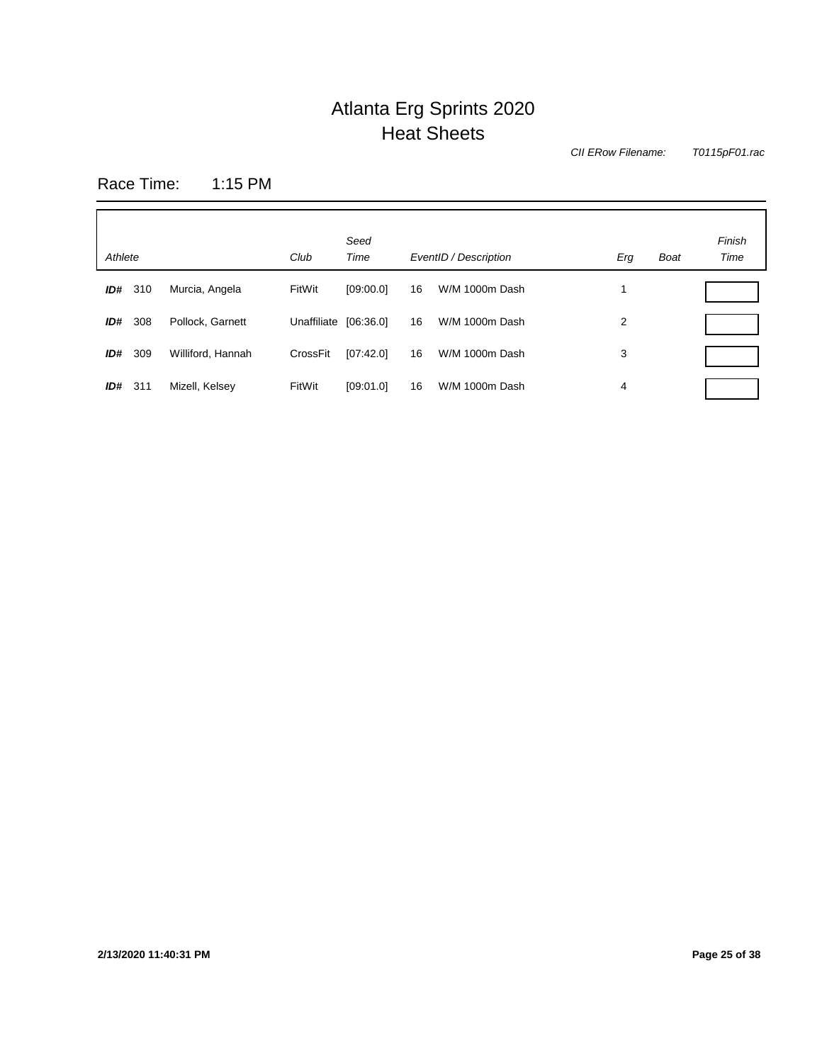# Atlanta Erg Sprints 2020
## Heat Sheets

*CII ERow Filename:* *T0115pF01.rac*

Race Time: 1:15 PM

| *Athlete* | | | *Club* | *Seed Time* | *EventID / Description* | | *Erg* | *Boat* | *Finish Time* |
|---|---|---|---|---|---|---|---|---|---|
| ***ID#*** | 310 | Murcia, Angela | FitWit | [09:00.0] | 16 | W/M 1000m Dash | 1 | | |
| ***ID#*** | 308 | Pollock, Garnett | Unaffiliate | [06:36.0] | 16 | W/M 1000m Dash | 2 | | |
| ***ID#*** | 309 | Williford, Hannah | CrossFit | [07:42.0] | 16 | W/M 1000m Dash | 3 | | |
| ***ID#*** | 311 | Mizell, Kelsey | FitWit | [09:01.0] | 16 | W/M 1000m Dash | 4 | | |

**2/13/2020 11:40:31 PM**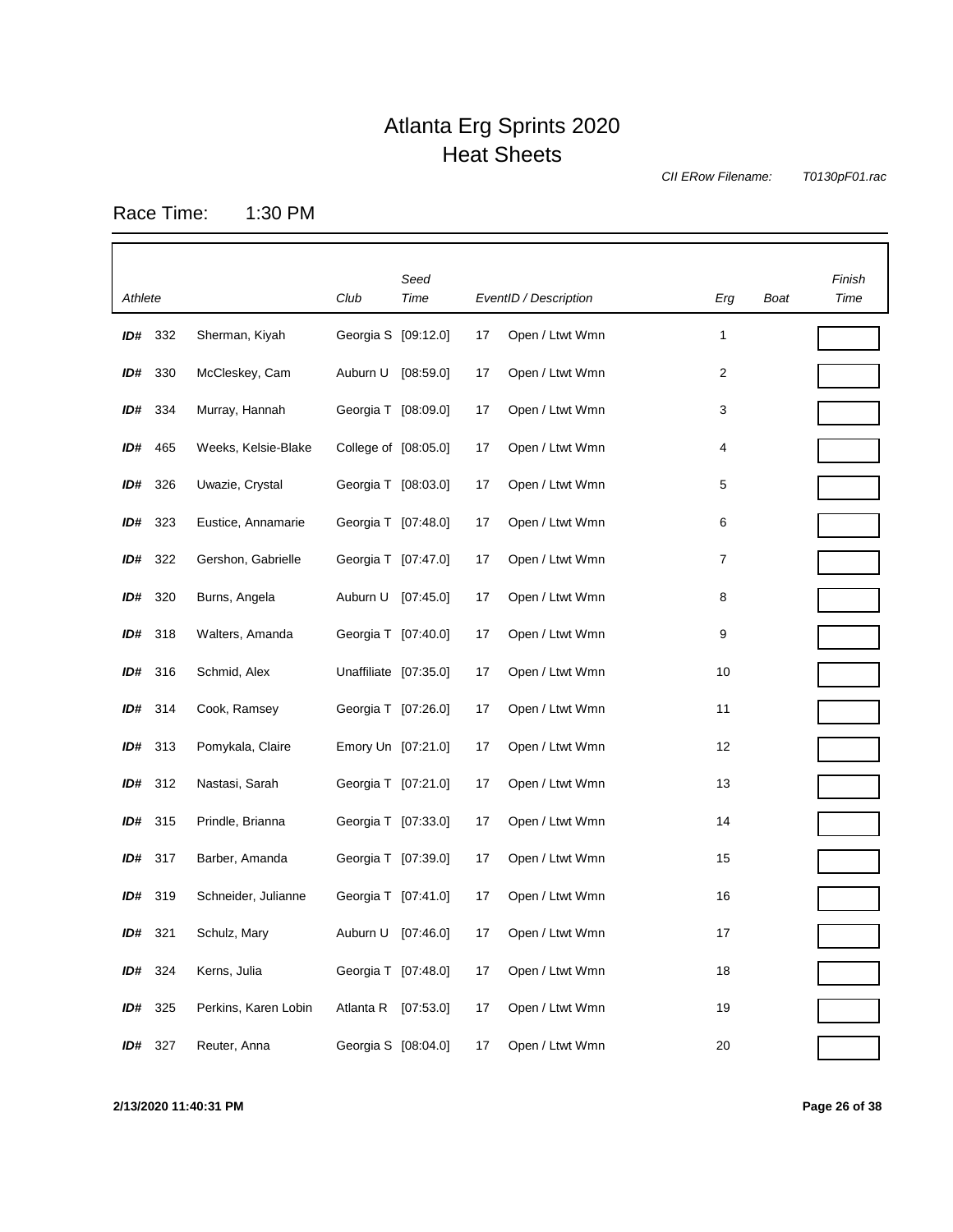# Atlanta Erg Sprints 2020
## Heat Sheets

*CII ERow Filename:* *T0130pF01.rac*

Race Time: 1:30 PM

| *Athlete* | | | *Club* | *Seed Time* | *EventID / Description* | | *Erg* | *Boat* | *Finish Time* |
|---|---|---|---|---|---|---|---|---|---|
| ***ID#*** | 332 | Sherman, Kiyah | Georgia S | [09:12.0] | 17 | Open / Ltwt Wmn | 1 | | |
| ***ID#*** | 330 | McCleskey, Cam | Auburn U | [08:59.0] | 17 | Open / Ltwt Wmn | 2 | | |
| ***ID#*** | 334 | Murray, Hannah | Georgia T | [08:09.0] | 17 | Open / Ltwt Wmn | 3 | | |
| ***ID#*** | 465 | Weeks, Kelsie-Blake | College of | [08:05.0] | 17 | Open / Ltwt Wmn | 4 | | |
| ***ID#*** | 326 | Uwazie, Crystal | Georgia T | [08:03.0] | 17 | Open / Ltwt Wmn | 5 | | |
| ***ID#*** | 323 | Eustice, Annamarie | Georgia T | [07:48.0] | 17 | Open / Ltwt Wmn | 6 | | |
| ***ID#*** | 322 | Gershon, Gabrielle | Georgia T | [07:47.0] | 17 | Open / Ltwt Wmn | 7 | | |
| ***ID#*** | 320 | Burns, Angela | Auburn U | [07:45.0] | 17 | Open / Ltwt Wmn | 8 | | |
| ***ID#*** | 318 | Walters, Amanda | Georgia T | [07:40.0] | 17 | Open / Ltwt Wmn | 9 | | |
| ***ID#*** | 316 | Schmid, Alex | Unaffiliate | [07:35.0] | 17 | Open / Ltwt Wmn | 10 | | |
| ***ID#*** | 314 | Cook, Ramsey | Georgia T | [07:26.0] | 17 | Open / Ltwt Wmn | 11 | | |
| ***ID#*** | 313 | Pomykala, Claire | Emory Un | [07:21.0] | 17 | Open / Ltwt Wmn | 12 | | |
| ***ID#*** | 312 | Nastasi, Sarah | Georgia T | [07:21.0] | 17 | Open / Ltwt Wmn | 13 | | |
| ***ID#*** | 315 | Prindle, Brianna | Georgia T | [07:33.0] | 17 | Open / Ltwt Wmn | 14 | | |
| ***ID#*** | 317 | Barber, Amanda | Georgia T | [07:39.0] | 17 | Open / Ltwt Wmn | 15 | | |
| ***ID#*** | 319 | Schneider, Julianne | Georgia T | [07:41.0] | 17 | Open / Ltwt Wmn | 16 | | |
| ***ID#*** | 321 | Schulz, Mary | Auburn U | [07:46.0] | 17 | Open / Ltwt Wmn | 17 | | |
| ***ID#*** | 324 | Kerns, Julia | Georgia T | [07:48.0] | 17 | Open / Ltwt Wmn | 18 | | |
| ***ID#*** | 325 | Perkins, Karen Lobin | Atlanta R | [07:53.0] | 17 | Open / Ltwt Wmn | 19 | | |
| ***ID#*** | 327 | Reuter, Anna | Georgia S | [08:04.0] | 17 | Open / Ltwt Wmn | 20 | | |

**2/13/2020 11:40:31 PM**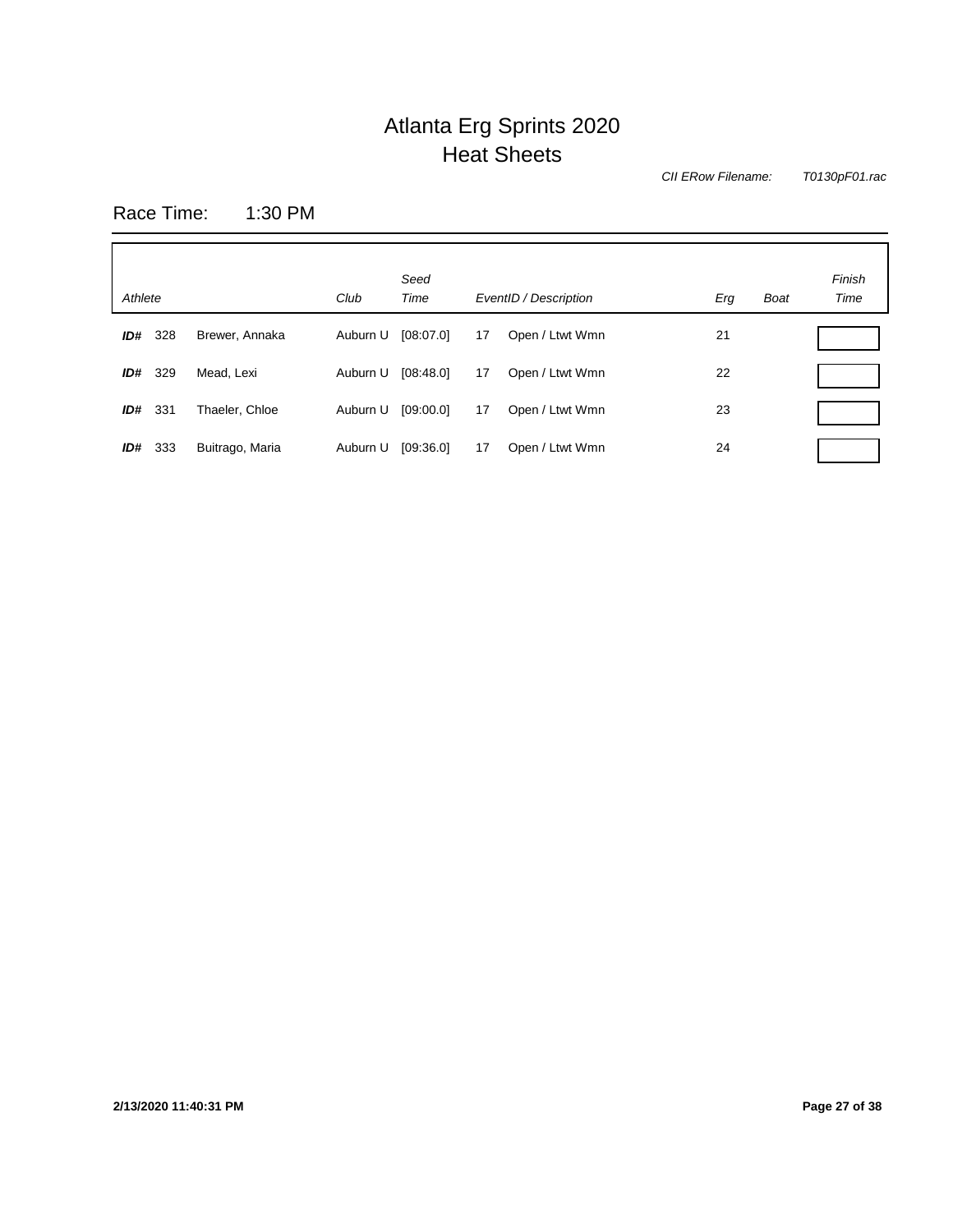# Atlanta Erg Sprints 2020
## Heat Sheets

*CII ERow Filename:* *T0130pF01.rac*

Race Time: 1:30 PM

| *Athlete* | | | *Club* | *Seed Time* | *EventID / Description* | | *Erg* | *Boat* | *Finish Time* |
|---|---|---|---|---|---|---|---|---|---|
| ***ID#*** | 328 | Brewer, Annaka | Auburn U | [08:07.0] | 17 | Open / Ltwt Wmn | 21 | | |
| ***ID#*** | 329 | Mead, Lexi | Auburn U | [08:48.0] | 17 | Open / Ltwt Wmn | 22 | | |
| ***ID#*** | 331 | Thaeler, Chloe | Auburn U | [09:00.0] | 17 | Open / Ltwt Wmn | 23 | | |
| ***ID#*** | 333 | Buitrago, Maria | Auburn U | [09:36.0] | 17 | Open / Ltwt Wmn | 24 | | |

**2/13/2020 11:40:31 PM**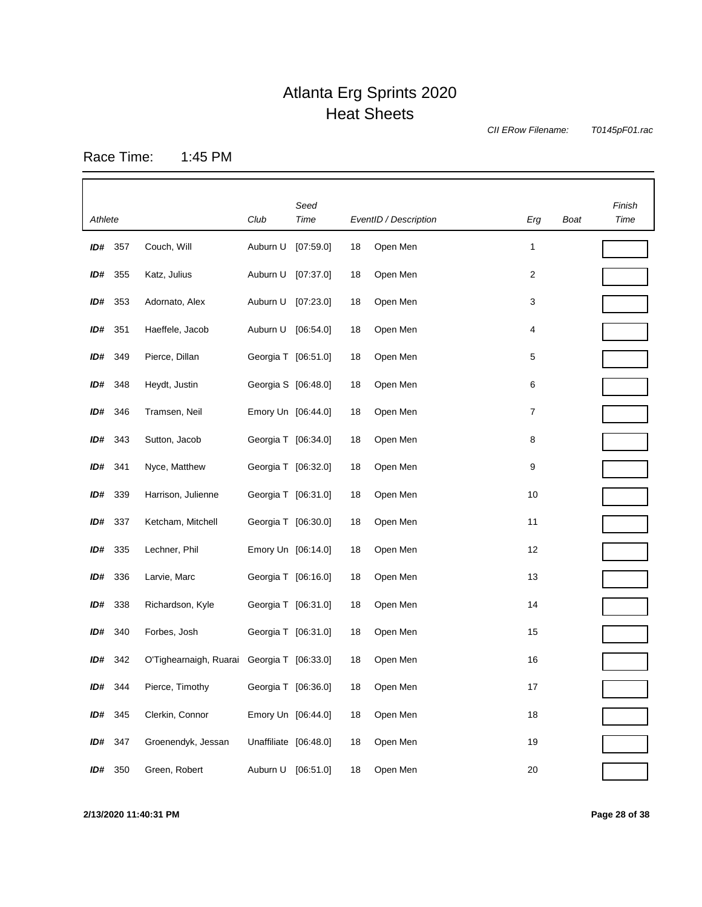# Atlanta Erg Sprints 2020
## Heat Sheets

*CII ERow Filename:* *T0145pF01.rac*

Race Time: 1:45 PM

| *Athlete* | | | *Club* | *Seed Time* | *EventID / Description* | | *Erg* | *Boat* | *Finish Time* |
|---|---|---|---|---|---|---|---|---|---|
| **ID#** | 357 | Couch, Will | Auburn U | [07:59.0] | 18 | Open Men | 1 | | |
| **ID#** | 355 | Katz, Julius | Auburn U | [07:37.0] | 18 | Open Men | 2 | | |
| **ID#** | 353 | Adornato, Alex | Auburn U | [07:23.0] | 18 | Open Men | 3 | | |
| **ID#** | 351 | Haeffele, Jacob | Auburn U | [06:54.0] | 18 | Open Men | 4 | | |
| **ID#** | 349 | Pierce, Dillan | Georgia T | [06:51.0] | 18 | Open Men | 5 | | |
| **ID#** | 348 | Heydt, Justin | Georgia S | [06:48.0] | 18 | Open Men | 6 | | |
| **ID#** | 346 | Tramsen, Neil | Emory Un | [06:44.0] | 18 | Open Men | 7 | | |
| **ID#** | 343 | Sutton, Jacob | Georgia T | [06:34.0] | 18 | Open Men | 8 | | |
| **ID#** | 341 | Nyce, Matthew | Georgia T | [06:32.0] | 18 | Open Men | 9 | | |
| **ID#** | 339 | Harrison, Julienne | Georgia T | [06:31.0] | 18 | Open Men | 10 | | |
| **ID#** | 337 | Ketcham, Mitchell | Georgia T | [06:30.0] | 18 | Open Men | 11 | | |
| **ID#** | 335 | Lechner, Phil | Emory Un | [06:14.0] | 18 | Open Men | 12 | | |
| **ID#** | 336 | Larvie, Marc | Georgia T | [06:16.0] | 18 | Open Men | 13 | | |
| **ID#** | 338 | Richardson, Kyle | Georgia T | [06:31.0] | 18 | Open Men | 14 | | |
| **ID#** | 340 | Forbes, Josh | Georgia T | [06:31.0] | 18 | Open Men | 15 | | |
| **ID#** | 342 | O'Tighearnaigh, Ruarai | Georgia T | [06:33.0] | 18 | Open Men | 16 | | |
| **ID#** | 344 | Pierce, Timothy | Georgia T | [06:36.0] | 18 | Open Men | 17 | | |
| **ID#** | 345 | Clerkin, Connor | Emory Un | [06:44.0] | 18 | Open Men | 18 | | |
| **ID#** | 347 | Groenendyk, Jessan | Unaffiliate | [06:48.0] | 18 | Open Men | 19 | | |
| **ID#** | 350 | Green, Robert | Auburn U | [06:51.0] | 18 | Open Men | 20 | | |

**2/13/2020 11:40:31 PM**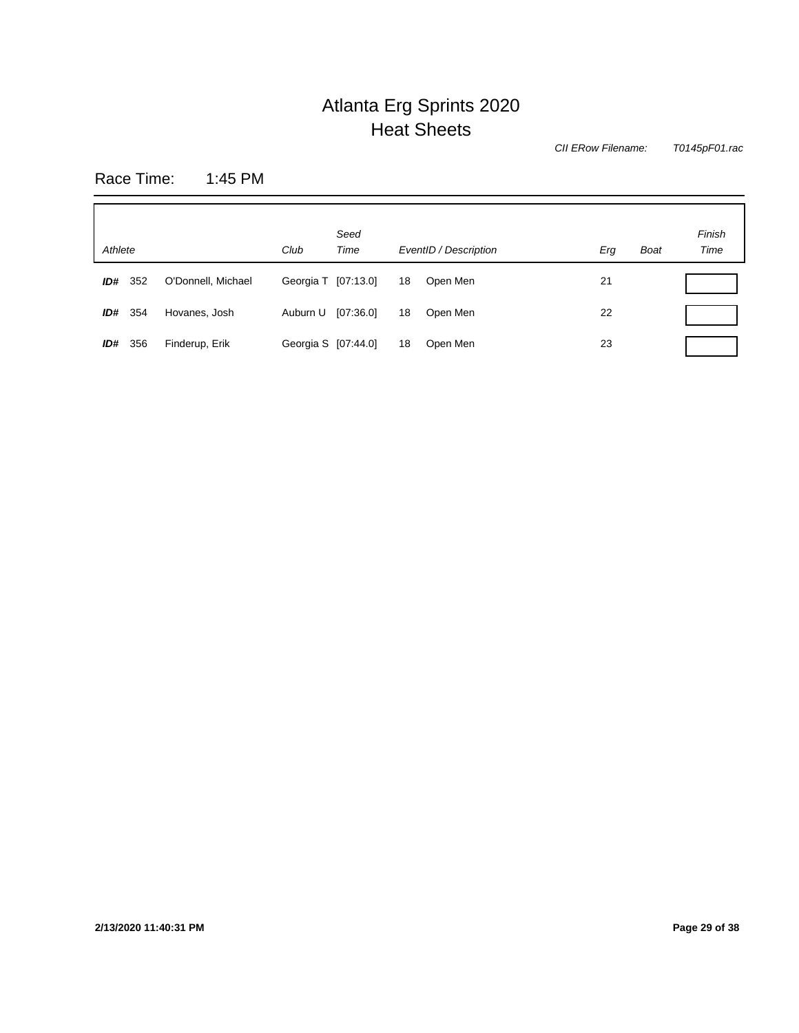# Atlanta Erg Sprints 2020

## Heat Sheets

*CII ERow Filename:* *T0145pF01.rac*

Race Time: 1:45 PM

| *Athlete* | | | *Club* | *Seed Time* | *EventID / Description* | | *Erg* | *Boat* | *Finish Time* |
|---|---|---|---|---|---|---|---|---|---|
| ***ID#*** | 352 | O'Donnell, Michael | Georgia T | [07:13.0] | 18 | Open Men | 21 | | |
| ***ID#*** | 354 | Hovanes, Josh | Auburn U | [07:36.0] | 18 | Open Men | 22 | | |
| ***ID#*** | 356 | Finderup, Erik | Georgia S | [07:44.0] | 18 | Open Men | 23 | | |

**2/13/2020 11:40:31 PM**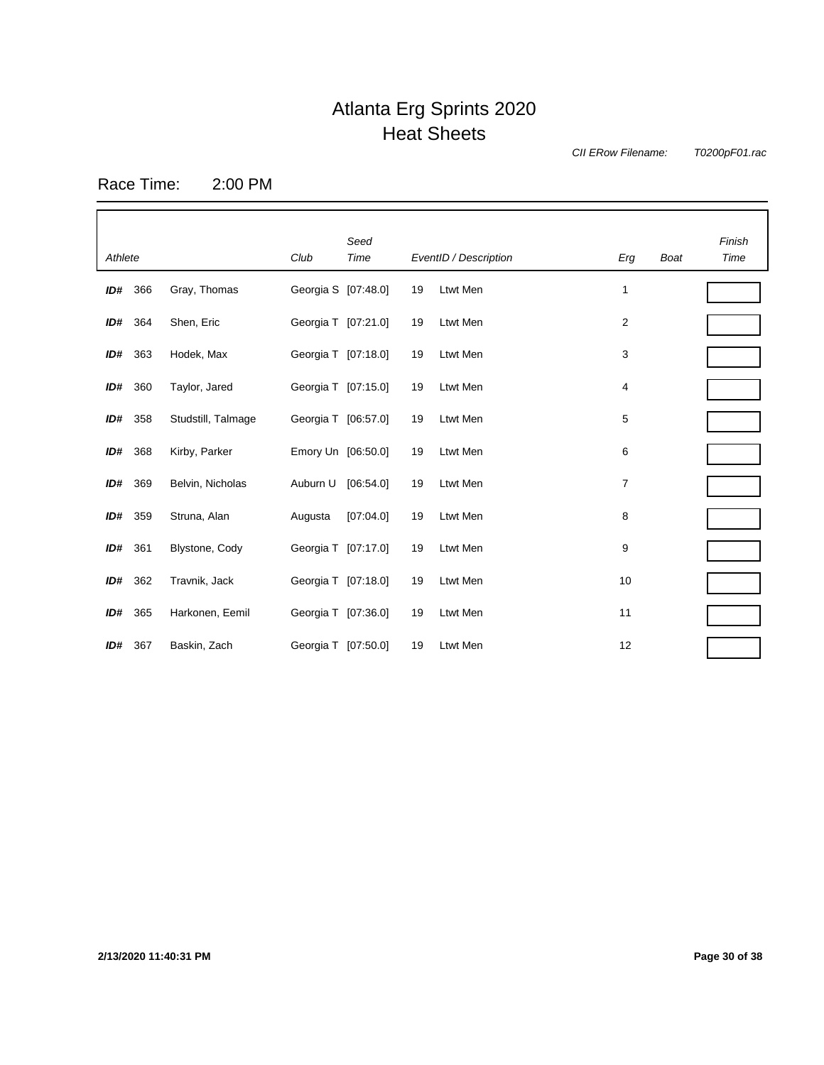# Atlanta Erg Sprints 2020
## Heat Sheets

*CII ERow Filename:* *T0200pF01.rac*

Race Time: 2:00 PM

| *Athlete* | | | *Club* | *Seed Time* | *EventID / Description* | | *Erg* | *Boat* | *Finish Time* |
|---|---|---|---|---|---|---|---|---|---|
| **ID#** | 366 | Gray, Thomas | Georgia S | [07:48.0] | 19 | Ltwt Men | 1 | | |
| **ID#** | 364 | Shen, Eric | Georgia T | [07:21.0] | 19 | Ltwt Men | 2 | | |
| **ID#** | 363 | Hodek, Max | Georgia T | [07:18.0] | 19 | Ltwt Men | 3 | | |
| **ID#** | 360 | Taylor, Jared | Georgia T | [07:15.0] | 19 | Ltwt Men | 4 | | |
| **ID#** | 358 | Studstill, Talmage | Georgia T | [06:57.0] | 19 | Ltwt Men | 5 | | |
| **ID#** | 368 | Kirby, Parker | Emory Un | [06:50.0] | 19 | Ltwt Men | 6 | | |
| **ID#** | 369 | Belvin, Nicholas | Auburn U | [06:54.0] | 19 | Ltwt Men | 7 | | |
| **ID#** | 359 | Struna, Alan | Augusta | [07:04.0] | 19 | Ltwt Men | 8 | | |
| **ID#** | 361 | Blystone, Cody | Georgia T | [07:17.0] | 19 | Ltwt Men | 9 | | |
| **ID#** | 362 | Travnik, Jack | Georgia T | [07:18.0] | 19 | Ltwt Men | 10 | | |
| **ID#** | 365 | Harkonen, Eemil | Georgia T | [07:36.0] | 19 | Ltwt Men | 11 | | |
| **ID#** | 367 | Baskin, Zach | Georgia T | [07:50.0] | 19 | Ltwt Men | 12 | | |

**2/13/2020 11:40:31 PM**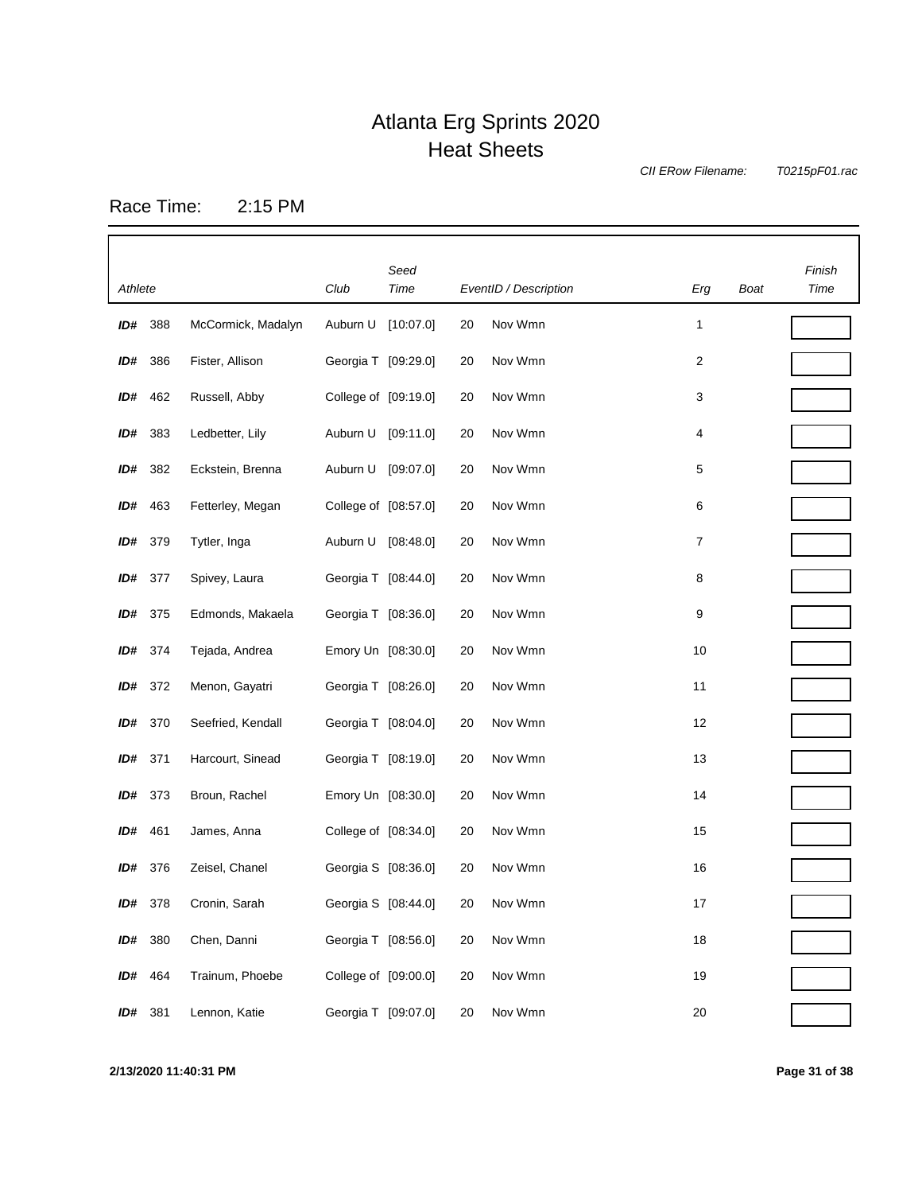# Atlanta Erg Sprints 2020
## Heat Sheets

*CII ERow Filename:* *T0215pF01.rac*

Race Time: 2:15 PM

| Athlete | | | Club | Seed Time | EventID / Description | | Erg | Boat | Finish Time |
|---|---|---|---|---|---|---|---|---|---|
| ID# | 388 | McCormick, Madalyn | Auburn U | [10:07.0] | 20 | Nov Wmn | 1 | | |
| ID# | 386 | Fister, Allison | Georgia T | [09:29.0] | 20 | Nov Wmn | 2 | | |
| ID# | 462 | Russell, Abby | College of | [09:19.0] | 20 | Nov Wmn | 3 | | |
| ID# | 383 | Ledbetter, Lily | Auburn U | [09:11.0] | 20 | Nov Wmn | 4 | | |
| ID# | 382 | Eckstein, Brenna | Auburn U | [09:07.0] | 20 | Nov Wmn | 5 | | |
| ID# | 463 | Fetterley, Megan | College of | [08:57.0] | 20 | Nov Wmn | 6 | | |
| ID# | 379 | Tytler, Inga | Auburn U | [08:48.0] | 20 | Nov Wmn | 7 | | |
| ID# | 377 | Spivey, Laura | Georgia T | [08:44.0] | 20 | Nov Wmn | 8 | | |
| ID# | 375 | Edmonds, Makaela | Georgia T | [08:36.0] | 20 | Nov Wmn | 9 | | |
| ID# | 374 | Tejada, Andrea | Emory Un | [08:30.0] | 20 | Nov Wmn | 10 | | |
| ID# | 372 | Menon, Gayatri | Georgia T | [08:26.0] | 20 | Nov Wmn | 11 | | |
| ID# | 370 | Seefried, Kendall | Georgia T | [08:04.0] | 20 | Nov Wmn | 12 | | |
| ID# | 371 | Harcourt, Sinead | Georgia T | [08:19.0] | 20 | Nov Wmn | 13 | | |
| ID# | 373 | Broun, Rachel | Emory Un | [08:30.0] | 20 | Nov Wmn | 14 | | |
| ID# | 461 | James, Anna | College of | [08:34.0] | 20 | Nov Wmn | 15 | | |
| ID# | 376 | Zeisel, Chanel | Georgia S | [08:36.0] | 20 | Nov Wmn | 16 | | |
| ID# | 378 | Cronin, Sarah | Georgia S | [08:44.0] | 20 | Nov Wmn | 17 | | |
| ID# | 380 | Chen, Danni | Georgia T | [08:56.0] | 20 | Nov Wmn | 18 | | |
| ID# | 464 | Trainum, Phoebe | College of | [09:00.0] | 20 | Nov Wmn | 19 | | |
| ID# | 381 | Lennon, Katie | Georgia T | [09:07.0] | 20 | Nov Wmn | 20 | | |

**2/13/2020 11:40:31 PM**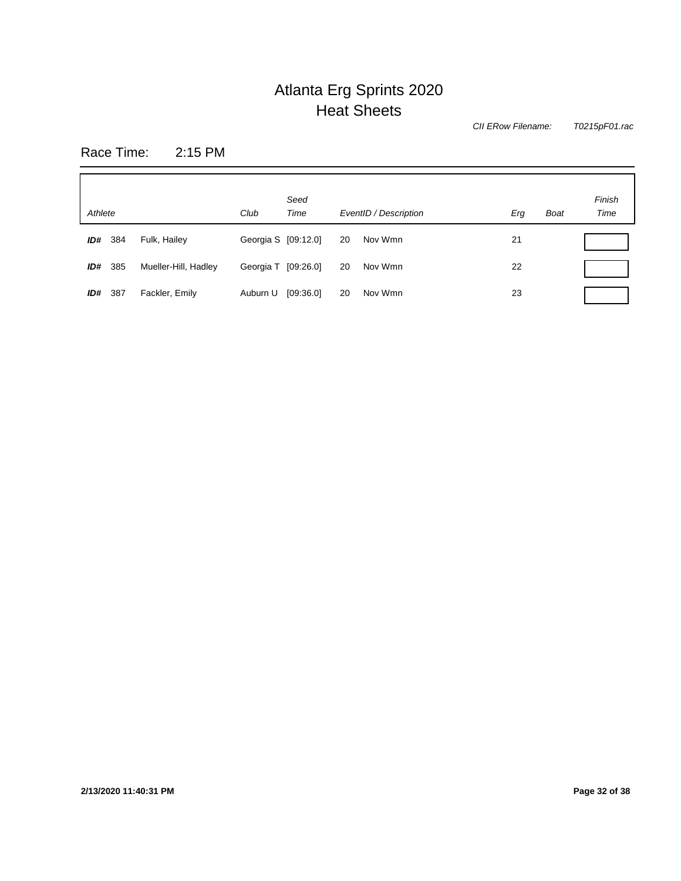# Atlanta Erg Sprints 2020
## Heat Sheets

*CII ERow Filename:* *T0215pF01.rac*

Race Time: 2:15 PM

| *Athlete* | | | *Club* | *Seed Time* | *EventID / Description* | | *Erg* | *Boat* | *Finish Time* |
|---|---|---|---|---|---|---|---|---|---|
| ***ID#*** | 384 | Fulk, Hailey | Georgia S | [09:12.0] | 20 | Nov Wmn | 21 | | |
| ***ID#*** | 385 | Mueller-Hill, Hadley | Georgia T | [09:26.0] | 20 | Nov Wmn | 22 | | |
| ***ID#*** | 387 | Fackler, Emily | Auburn U | [09:36.0] | 20 | Nov Wmn | 23 | | |

**2/13/2020 11:40:31 PM**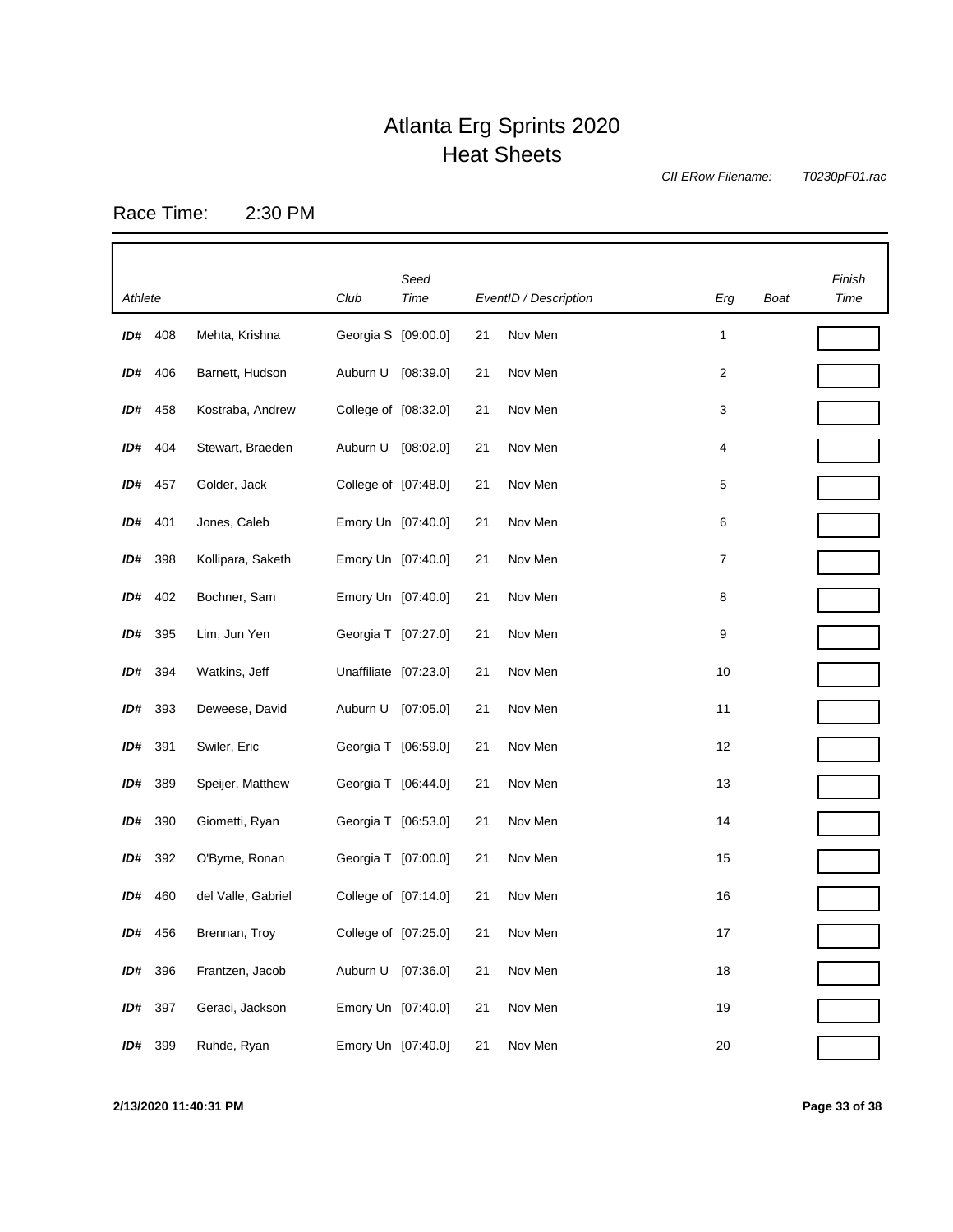# Atlanta Erg Sprints 2020
## Heat Sheets

*CII ERow Filename:* *T0230pF01.rac*

Race Time: 2:30 PM

| *Athlete* | | | *Club* | *Seed Time* | *EventID / Description* | | *Erg* | *Boat* | *Finish Time* |
|---|---|---|---|---|---|---|---|---|---|
| ***ID#*** | 408 | Mehta, Krishna | Georgia S | [09:00.0] | 21 | Nov Men | 1 | | |
| ***ID#*** | 406 | Barnett, Hudson | Auburn U | [08:39.0] | 21 | Nov Men | 2 | | |
| ***ID#*** | 458 | Kostraba, Andrew | College of | [08:32.0] | 21 | Nov Men | 3 | | |
| ***ID#*** | 404 | Stewart, Braeden | Auburn U | [08:02.0] | 21 | Nov Men | 4 | | |
| ***ID#*** | 457 | Golder, Jack | College of | [07:48.0] | 21 | Nov Men | 5 | | |
| ***ID#*** | 401 | Jones, Caleb | Emory Un | [07:40.0] | 21 | Nov Men | 6 | | |
| ***ID#*** | 398 | Kollipara, Saketh | Emory Un | [07:40.0] | 21 | Nov Men | 7 | | |
| ***ID#*** | 402 | Bochner, Sam | Emory Un | [07:40.0] | 21 | Nov Men | 8 | | |
| ***ID#*** | 395 | Lim, Jun Yen | Georgia T | [07:27.0] | 21 | Nov Men | 9 | | |
| ***ID#*** | 394 | Watkins, Jeff | Unaffiliate | [07:23.0] | 21 | Nov Men | 10 | | |
| ***ID#*** | 393 | Deweese, David | Auburn U | [07:05.0] | 21 | Nov Men | 11 | | |
| ***ID#*** | 391 | Swiler, Eric | Georgia T | [06:59.0] | 21 | Nov Men | 12 | | |
| ***ID#*** | 389 | Speijer, Matthew | Georgia T | [06:44.0] | 21 | Nov Men | 13 | | |
| ***ID#*** | 390 | Giometti, Ryan | Georgia T | [06:53.0] | 21 | Nov Men | 14 | | |
| ***ID#*** | 392 | O'Byrne, Ronan | Georgia T | [07:00.0] | 21 | Nov Men | 15 | | |
| ***ID#*** | 460 | del Valle, Gabriel | College of | [07:14.0] | 21 | Nov Men | 16 | | |
| ***ID#*** | 456 | Brennan, Troy | College of | [07:25.0] | 21 | Nov Men | 17 | | |
| ***ID#*** | 396 | Frantzen, Jacob | Auburn U | [07:36.0] | 21 | Nov Men | 18 | | |
| ***ID#*** | 397 | Geraci, Jackson | Emory Un | [07:40.0] | 21 | Nov Men | 19 | | |
| ***ID#*** | 399 | Ruhde, Ryan | Emory Un | [07:40.0] | 21 | Nov Men | 20 | | |

**2/13/2020 11:40:31 PM**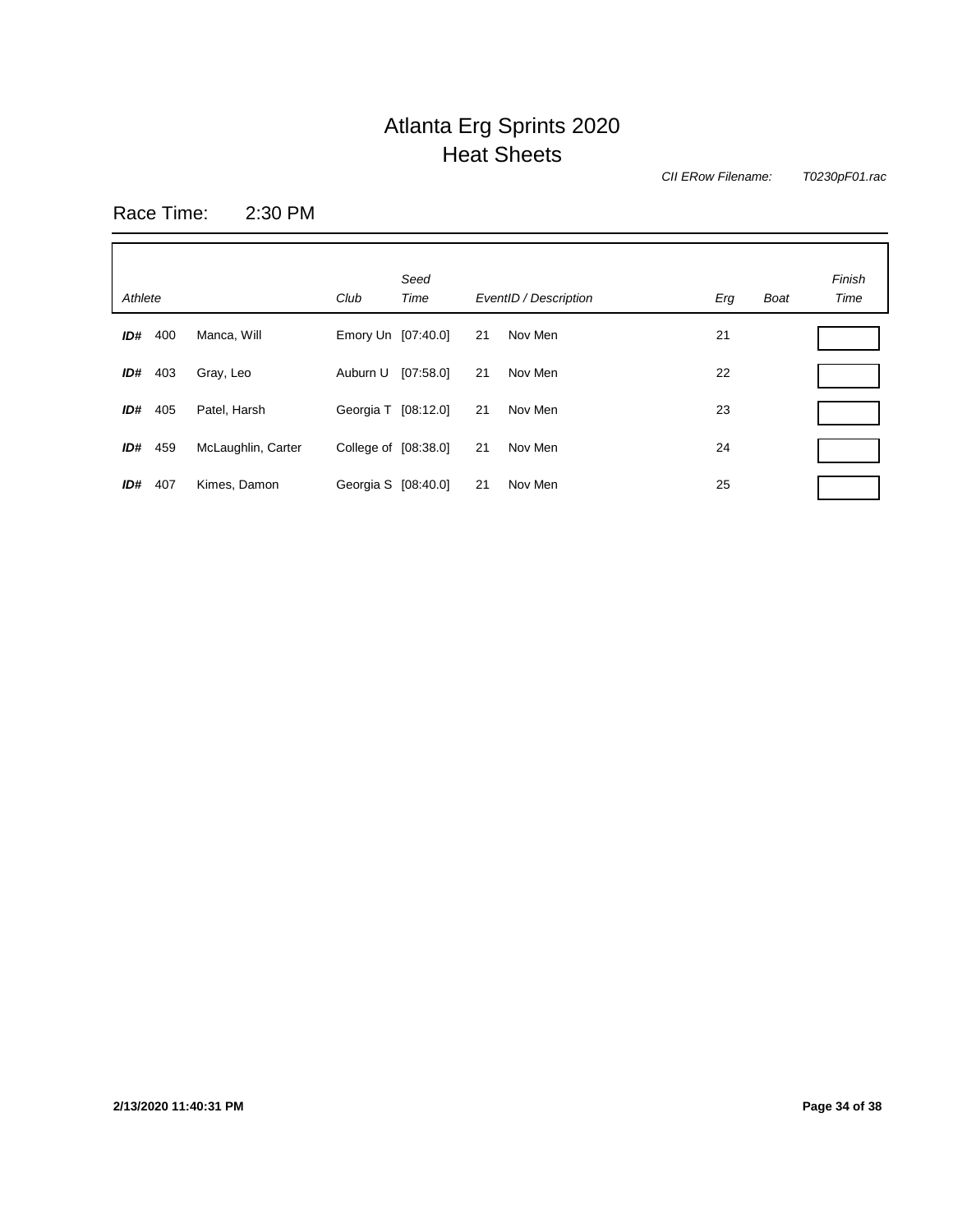# Atlanta Erg Sprints 2020
## Heat Sheets

*CII ERow Filename:* *T0230pF01.rac*

Race Time: 2:30 PM

| *Athlete* | | | *Club* | *Seed Time* | *EventID / Description* | | *Erg* | *Boat* | *Finish Time* |
|---|---|---|---|---|---|---|---|---|---|
| ***ID#*** | 400 | Manca, Will | Emory Un | [07:40.0] | 21 | Nov Men | 21 | | |
| ***ID#*** | 403 | Gray, Leo | Auburn U | [07:58.0] | 21 | Nov Men | 22 | | |
| ***ID#*** | 405 | Patel, Harsh | Georgia T | [08:12.0] | 21 | Nov Men | 23 | | |
| ***ID#*** | 459 | McLaughlin, Carter | College of | [08:38.0] | 21 | Nov Men | 24 | | |
| ***ID#*** | 407 | Kimes, Damon | Georgia S | [08:40.0] | 21 | Nov Men | 25 | | |

**2/13/2020 11:40:31 PM**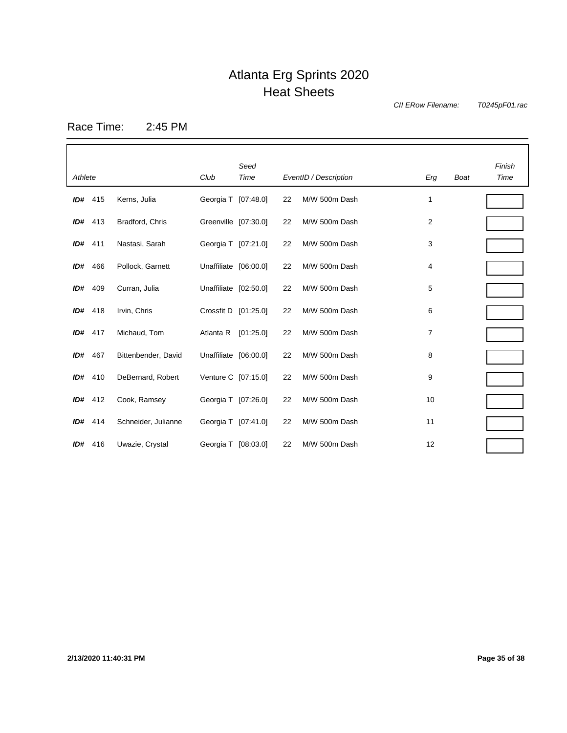# Atlanta Erg Sprints 2020
## Heat Sheets

*CII ERow Filename:* *T0245pF01.rac*

Race Time: 2:45 PM

| *Athlete* | | | *Club* | *Seed Time* | *EventID / Description* | | *Erg* | *Boat* | *Finish Time* |
|---|---|---|---|---|---|---|---|---|---|
| ***ID#*** | 415 | Kerns, Julia | Georgia T | [07:48.0] | 22 | M/W 500m Dash | 1 | | |
| ***ID#*** | 413 | Bradford, Chris | Greenville | [07:30.0] | 22 | M/W 500m Dash | 2 | | |
| ***ID#*** | 411 | Nastasi, Sarah | Georgia T | [07:21.0] | 22 | M/W 500m Dash | 3 | | |
| ***ID#*** | 466 | Pollock, Garnett | Unaffiliate | [06:00.0] | 22 | M/W 500m Dash | 4 | | |
| ***ID#*** | 409 | Curran, Julia | Unaffiliate | [02:50.0] | 22 | M/W 500m Dash | 5 | | |
| ***ID#*** | 418 | Irvin, Chris | Crossfit D | [01:25.0] | 22 | M/W 500m Dash | 6 | | |
| ***ID#*** | 417 | Michaud, Tom | Atlanta R | [01:25.0] | 22 | M/W 500m Dash | 7 | | |
| ***ID#*** | 467 | Bittenbender, David | Unaffiliate | [06:00.0] | 22 | M/W 500m Dash | 8 | | |
| ***ID#*** | 410 | DeBernard, Robert | Venture C | [07:15.0] | 22 | M/W 500m Dash | 9 | | |
| ***ID#*** | 412 | Cook, Ramsey | Georgia T | [07:26.0] | 22 | M/W 500m Dash | 10 | | |
| ***ID#*** | 414 | Schneider, Julianne | Georgia T | [07:41.0] | 22 | M/W 500m Dash | 11 | | |
| ***ID#*** | 416 | Uwazie, Crystal | Georgia T | [08:03.0] | 22 | M/W 500m Dash | 12 | | |

**2/13/2020 11:40:31 PM**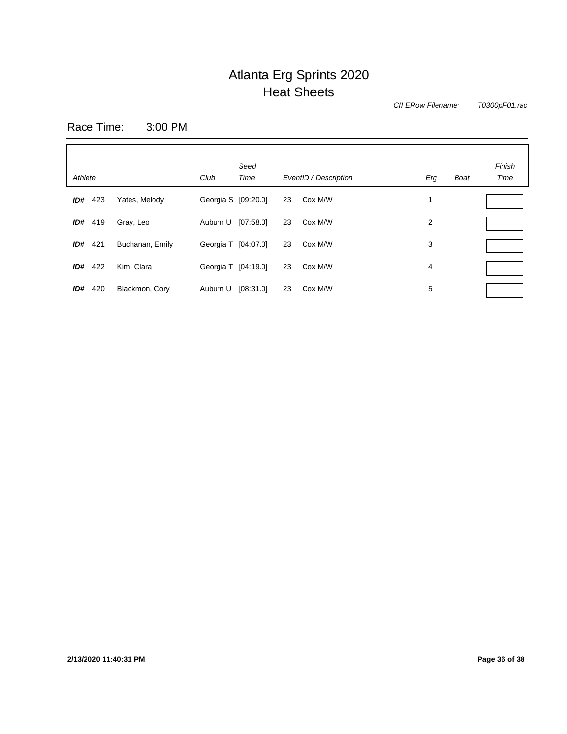# Atlanta Erg Sprints 2020
## Heat Sheets

*CII ERow Filename:* *T0300pF01.rac*

Race Time: 3:00 PM

| *Athlete* | | | *Club* | *Seed Time* | *EventID / Description* | | *Erg* | *Boat* | *Finish Time* |
|---|---|---|---|---|---|---|---|---|---|
| ***ID#*** | 423 | Yates, Melody | Georgia S | [09:20.0] | 23 | Cox M/W | 1 | | |
| ***ID#*** | 419 | Gray, Leo | Auburn U | [07:58.0] | 23 | Cox M/W | 2 | | |
| ***ID#*** | 421 | Buchanan, Emily | Georgia T | [04:07.0] | 23 | Cox M/W | 3 | | |
| ***ID#*** | 422 | Kim, Clara | Georgia T | [04:19.0] | 23 | Cox M/W | 4 | | |
| ***ID#*** | 420 | Blackmon, Cory | Auburn U | [08:31.0] | 23 | Cox M/W | 5 | | |

**2/13/2020 11:40:31 PM**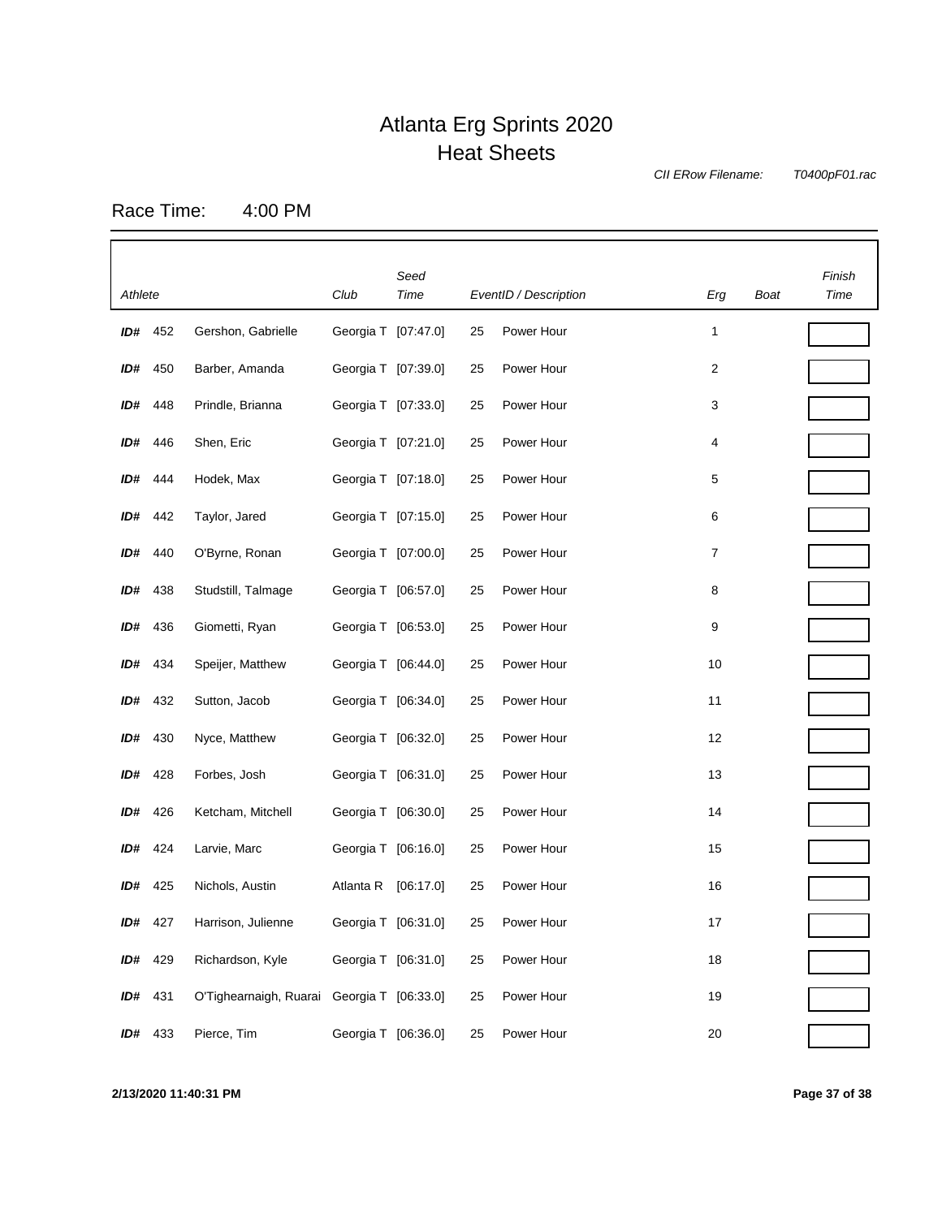# Atlanta Erg Sprints 2020
## Heat Sheets

*CII ERow Filename:* *T0400pF01.rac*

Race Time: 4:00 PM

| *Athlete* | | | *Club* | *Seed Time* | *EventID / Description* | | *Erg* | *Boat* | *Finish Time* |
|---|---|---|---|---|---|---|---|---|---|
| **ID#** | 452 | Gershon, Gabrielle | Georgia T | [07:47.0] | 25 | Power Hour | 1 | | |
| **ID#** | 450 | Barber, Amanda | Georgia T | [07:39.0] | 25 | Power Hour | 2 | | |
| **ID#** | 448 | Prindle, Brianna | Georgia T | [07:33.0] | 25 | Power Hour | 3 | | |
| **ID#** | 446 | Shen, Eric | Georgia T | [07:21.0] | 25 | Power Hour | 4 | | |
| **ID#** | 444 | Hodek, Max | Georgia T | [07:18.0] | 25 | Power Hour | 5 | | |
| **ID#** | 442 | Taylor, Jared | Georgia T | [07:15.0] | 25 | Power Hour | 6 | | |
| **ID#** | 440 | O'Byrne, Ronan | Georgia T | [07:00.0] | 25 | Power Hour | 7 | | |
| **ID#** | 438 | Studstill, Talmage | Georgia T | [06:57.0] | 25 | Power Hour | 8 | | |
| **ID#** | 436 | Giometti, Ryan | Georgia T | [06:53.0] | 25 | Power Hour | 9 | | |
| **ID#** | 434 | Speijer, Matthew | Georgia T | [06:44.0] | 25 | Power Hour | 10 | | |
| **ID#** | 432 | Sutton, Jacob | Georgia T | [06:34.0] | 25 | Power Hour | 11 | | |
| **ID#** | 430 | Nyce, Matthew | Georgia T | [06:32.0] | 25 | Power Hour | 12 | | |
| **ID#** | 428 | Forbes, Josh | Georgia T | [06:31.0] | 25 | Power Hour | 13 | | |
| **ID#** | 426 | Ketcham, Mitchell | Georgia T | [06:30.0] | 25 | Power Hour | 14 | | |
| **ID#** | 424 | Larvie, Marc | Georgia T | [06:16.0] | 25 | Power Hour | 15 | | |
| **ID#** | 425 | Nichols, Austin | Atlanta R | [06:17.0] | 25 | Power Hour | 16 | | |
| **ID#** | 427 | Harrison, Julienne | Georgia T | [06:31.0] | 25 | Power Hour | 17 | | |
| **ID#** | 429 | Richardson, Kyle | Georgia T | [06:31.0] | 25 | Power Hour | 18 | | |
| **ID#** | 431 | O'Tighearnaigh, Ruarai | Georgia T | [06:33.0] | 25 | Power Hour | 19 | | |
| **ID#** | 433 | Pierce, Tim | Georgia T | [06:36.0] | 25 | Power Hour | 20 | | |

**2/13/2020 11:40:31 PM**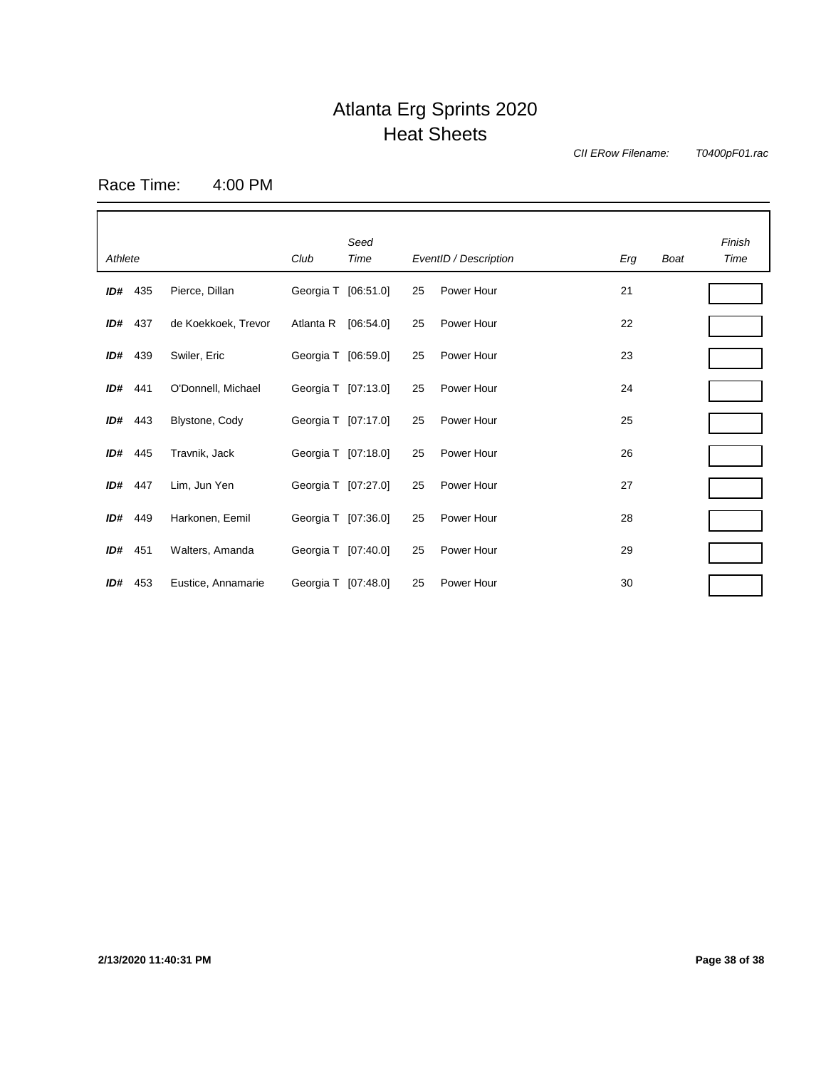# Atlanta Erg Sprints 2020
## Heat Sheets

*CII ERow Filename:* *T0400pF01.rac*

Race Time: 4:00 PM

| *Athlete* | | | *Club* | *Seed Time* | *EventID / Description* | | *Erg* | *Boat* | *Finish Time* |
|---|---|---|---|---|---|---|---|---|---|
| **ID#** | 435 | Pierce, Dillan | Georgia T | [06:51.0] | 25 | Power Hour | 21 | | |
| **ID#** | 437 | de Koekkoek, Trevor | Atlanta R | [06:54.0] | 25 | Power Hour | 22 | | |
| **ID#** | 439 | Swiler, Eric | Georgia T | [06:59.0] | 25 | Power Hour | 23 | | |
| **ID#** | 441 | O'Donnell, Michael | Georgia T | [07:13.0] | 25 | Power Hour | 24 | | |
| **ID#** | 443 | Blystone, Cody | Georgia T | [07:17.0] | 25 | Power Hour | 25 | | |
| **ID#** | 445 | Travnik, Jack | Georgia T | [07:18.0] | 25 | Power Hour | 26 | | |
| **ID#** | 447 | Lim, Jun Yen | Georgia T | [07:27.0] | 25 | Power Hour | 27 | | |
| **ID#** | 449 | Harkonen, Eemil | Georgia T | [07:36.0] | 25 | Power Hour | 28 | | |
| **ID#** | 451 | Walters, Amanda | Georgia T | [07:40.0] | 25 | Power Hour | 29 | | |
| **ID#** | 453 | Eustice, Annamarie | Georgia T | [07:48.0] | 25 | Power Hour | 30 | | |

**2/13/2020 11:40:31 PM**